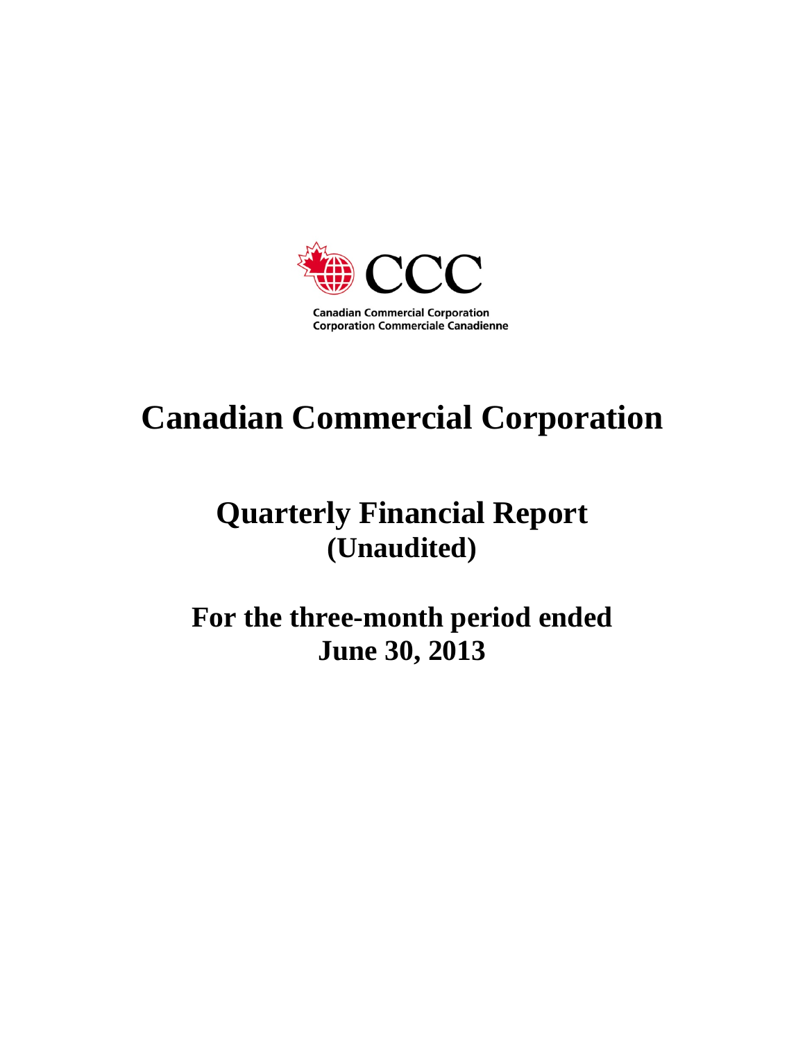CCC

Canadian Commercial Corporation
Corporation Commerciale Canadienne

# Canadian Commercial Corporation

## Quarterly Financial Report (Unaudited)

## For the three-month period ended June 30, 2013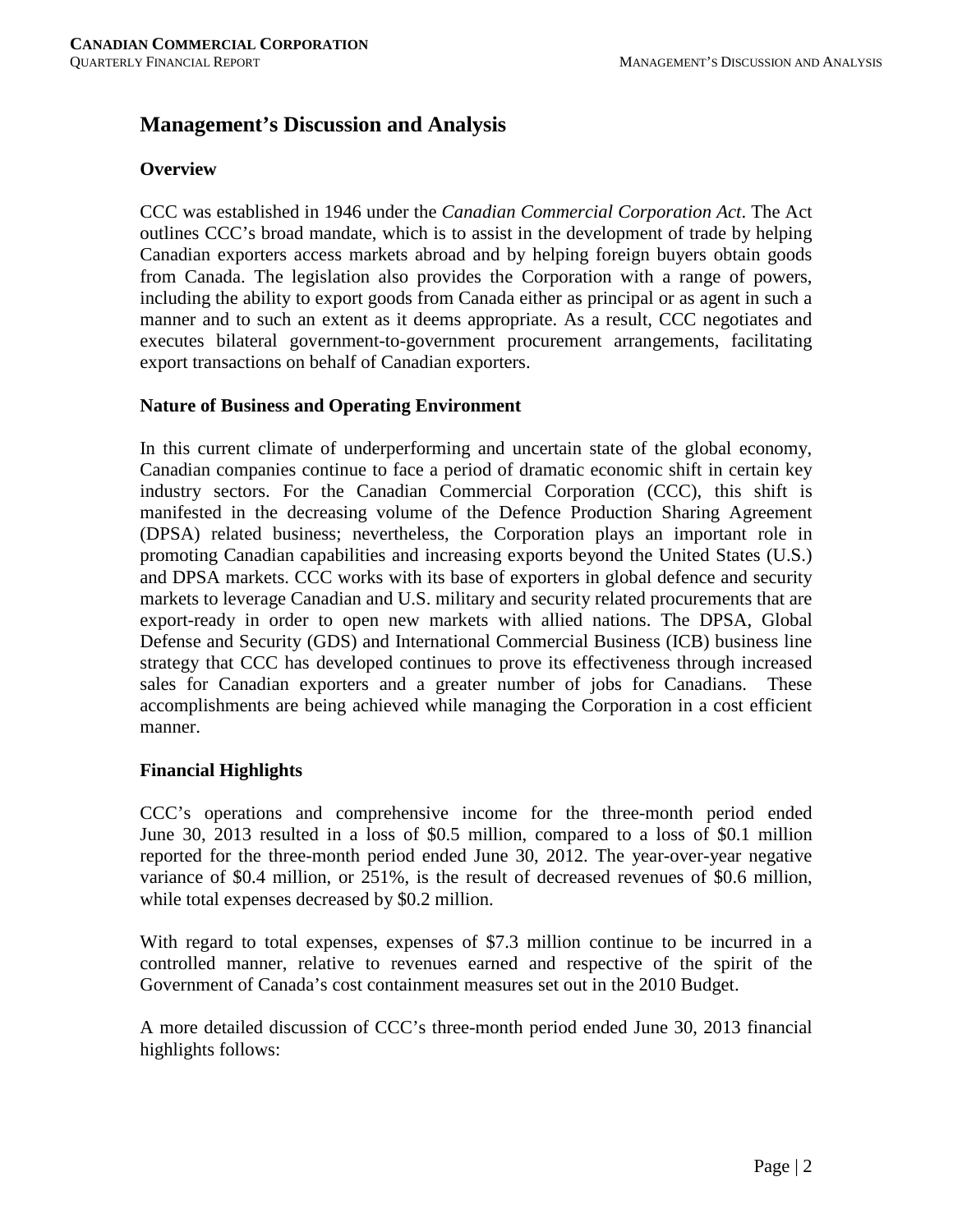# Management's Discussion and Analysis

## Overview

CCC was established in 1946 under the *Canadian Commercial Corporation Act*. The Act outlines CCC's broad mandate, which is to assist in the development of trade by helping Canadian exporters access markets abroad and by helping foreign buyers obtain goods from Canada. The legislation also provides the Corporation with a range of powers, including the ability to export goods from Canada either as principal or as agent in such a manner and to such an extent as it deems appropriate. As a result, CCC negotiates and executes bilateral government-to-government procurement arrangements, facilitating export transactions on behalf of Canadian exporters.

## Nature of Business and Operating Environment

In this current climate of underperforming and uncertain state of the global economy, Canadian companies continue to face a period of dramatic economic shift in certain key industry sectors. For the Canadian Commercial Corporation (CCC), this shift is manifested in the decreasing volume of the Defence Production Sharing Agreement (DPSA) related business; nevertheless, the Corporation plays an important role in promoting Canadian capabilities and increasing exports beyond the United States (U.S.) and DPSA markets. CCC works with its base of exporters in global defence and security markets to leverage Canadian and U.S. military and security related procurements that are export-ready in order to open new markets with allied nations. The DPSA, Global Defense and Security (GDS) and International Commercial Business (ICB) business line strategy that CCC has developed continues to prove its effectiveness through increased sales for Canadian exporters and a greater number of jobs for Canadians. These accomplishments are being achieved while managing the Corporation in a cost efficient manner.

## Financial Highlights

CCC's operations and comprehensive income for the three-month period ended June 30, 2013 resulted in a loss of $0.5 million, compared to a loss of $0.1 million reported for the three-month period ended June 30, 2012. The year-over-year negative variance of $0.4 million, or 251%, is the result of decreased revenues of $0.6 million, while total expenses decreased by $0.2 million.

With regard to total expenses, expenses of $7.3 million continue to be incurred in a controlled manner, relative to revenues earned and respective of the spirit of the Government of Canada's cost containment measures set out in the 2010 Budget.

A more detailed discussion of CCC's three-month period ended June 30, 2013 financial highlights follows: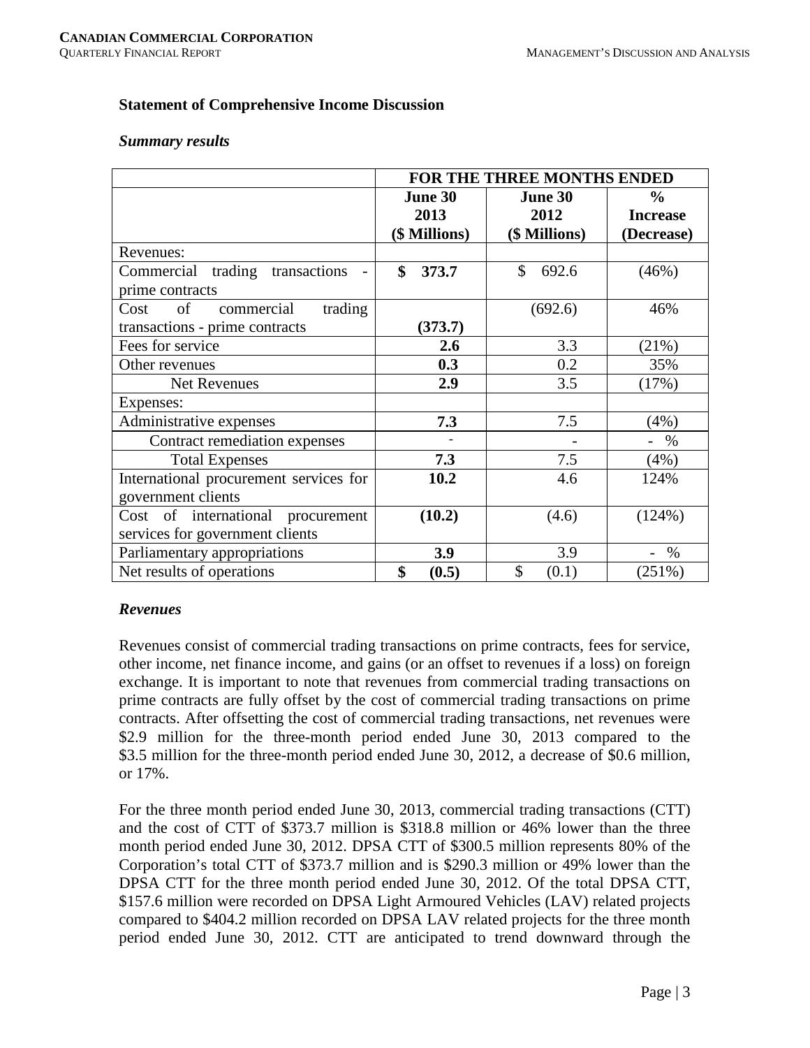### Statement of Comprehensive Income Discussion

#### *Summary results*

| | FOR THE THREE MONTHS ENDED | | |
|---|---|---|---|
| | **June 30 2013 ($ Millions)** | **June 30 2012 ($ Millions)** | **% Increase (Decrease)** |
| Revenues: | | | |
| Commercial trading transactions - prime contracts | **$ 373.7** | $ 692.6 | (46%) |
| Cost of commercial trading transactions - prime contracts | **(373.7)** | (692.6) | 46% |
| Fees for service | **2.6** | 3.3 | (21%) |
| Other revenues | **0.3** | 0.2 | 35% |
| Net Revenues | **2.9** | 3.5 | (17%) |
| Expenses: | | | |
| Administrative expenses | **7.3** | 7.5 | (4%) |
| Contract remediation expenses | - | - | - % |
| Total Expenses | **7.3** | 7.5 | (4%) |
| International procurement services for government clients | **10.2** | 4.6 | 124% |
| Cost of international procurement services for government clients | **(10.2)** | (4.6) | (124%) |
| Parliamentary appropriations | **3.9** | 3.9 | - % |
| Net results of operations | **$ (0.5)** | $ (0.1) | (251%) |

#### *Revenues*

Revenues consist of commercial trading transactions on prime contracts, fees for service, other income, net finance income, and gains (or an offset to revenues if a loss) on foreign exchange. It is important to note that revenues from commercial trading transactions on prime contracts are fully offset by the cost of commercial trading transactions on prime contracts. After offsetting the cost of commercial trading transactions, net revenues were $2.9 million for the three-month period ended June 30, 2013 compared to the $3.5 million for the three-month period ended June 30, 2012, a decrease of $0.6 million, or 17%.

For the three month period ended June 30, 2013, commercial trading transactions (CTT) and the cost of CTT of $373.7 million is $318.8 million or 46% lower than the three month period ended June 30, 2012. DPSA CTT of $300.5 million represents 80% of the Corporation's total CTT of $373.7 million and is $290.3 million or 49% lower than the DPSA CTT for the three month period ended June 30, 2012. Of the total DPSA CTT, $157.6 million were recorded on DPSA Light Armoured Vehicles (LAV) related projects compared to $404.2 million recorded on DPSA LAV related projects for the three month period ended June 30, 2012. CTT are anticipated to trend downward through the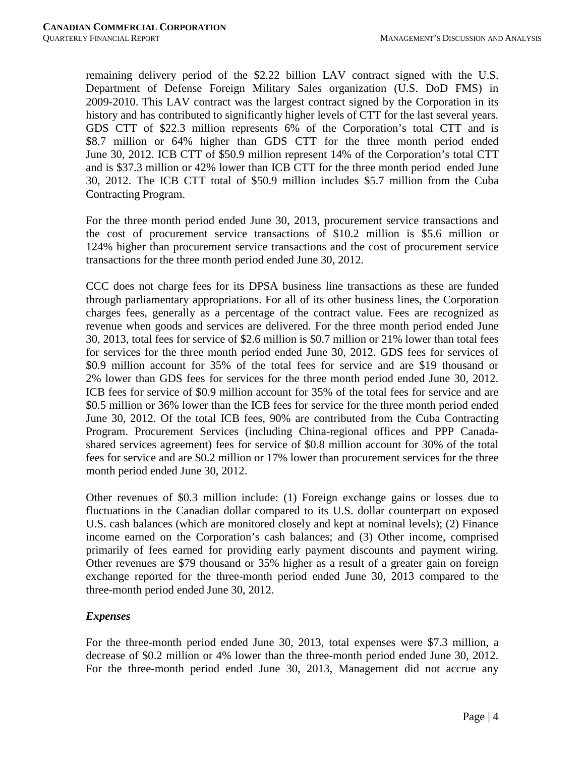remaining delivery period of the $2.22 billion LAV contract signed with the U.S. Department of Defense Foreign Military Sales organization (U.S. DoD FMS) in 2009-2010. This LAV contract was the largest contract signed by the Corporation in its history and has contributed to significantly higher levels of CTT for the last several years. GDS CTT of $22.3 million represents 6% of the Corporation's total CTT and is $8.7 million or 64% higher than GDS CTT for the three month period ended June 30, 2012. ICB CTT of $50.9 million represent 14% of the Corporation's total CTT and is $37.3 million or 42% lower than ICB CTT for the three month period ended June 30, 2012. The ICB CTT total of $50.9 million includes $5.7 million from the Cuba Contracting Program.

For the three month period ended June 30, 2013, procurement service transactions and the cost of procurement service transactions of $10.2 million is $5.6 million or 124% higher than procurement service transactions and the cost of procurement service transactions for the three month period ended June 30, 2012.

CCC does not charge fees for its DPSA business line transactions as these are funded through parliamentary appropriations. For all of its other business lines, the Corporation charges fees, generally as a percentage of the contract value. Fees are recognized as revenue when goods and services are delivered. For the three month period ended June 30, 2013, total fees for service of $2.6 million is $0.7 million or 21% lower than total fees for services for the three month period ended June 30, 2012. GDS fees for services of $0.9 million account for 35% of the total fees for service and are $19 thousand or 2% lower than GDS fees for services for the three month period ended June 30, 2012. ICB fees for service of $0.9 million account for 35% of the total fees for service and are $0.5 million or 36% lower than the ICB fees for service for the three month period ended June 30, 2012. Of the total ICB fees, 90% are contributed from the Cuba Contracting Program. Procurement Services (including China-regional offices and PPP Canada-shared services agreement) fees for service of $0.8 million account for 30% of the total fees for service and are $0.2 million or 17% lower than procurement services for the three month period ended June 30, 2012.

Other revenues of $0.3 million include: (1) Foreign exchange gains or losses due to fluctuations in the Canadian dollar compared to its U.S. dollar counterpart on exposed U.S. cash balances (which are monitored closely and kept at nominal levels); (2) Finance income earned on the Corporation's cash balances; and (3) Other income, comprised primarily of fees earned for providing early payment discounts and payment wiring. Other revenues are $79 thousand or 35% higher as a result of a greater gain on foreign exchange reported for the three-month period ended June 30, 2013 compared to the three-month period ended June 30, 2012.

### *Expenses*

For the three-month period ended June 30, 2013, total expenses were $7.3 million, a decrease of $0.2 million or 4% lower than the three-month period ended June 30, 2012. For the three-month period ended June 30, 2013, Management did not accrue any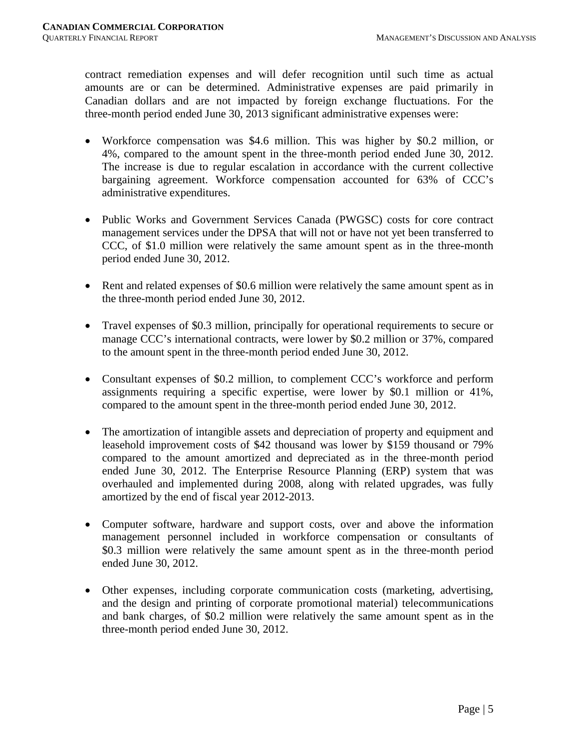contract remediation expenses and will defer recognition until such time as actual amounts are or can be determined. Administrative expenses are paid primarily in Canadian dollars and are not impacted by foreign exchange fluctuations. For the three-month period ended June 30, 2013 significant administrative expenses were:

- Workforce compensation was $4.6 million. This was higher by $0.2 million, or 4%, compared to the amount spent in the three-month period ended June 30, 2012. The increase is due to regular escalation in accordance with the current collective bargaining agreement. Workforce compensation accounted for 63% of CCC's administrative expenditures.

- Public Works and Government Services Canada (PWGSC) costs for core contract management services under the DPSA that will not or have not yet been transferred to CCC, of $1.0 million were relatively the same amount spent as in the three-month period ended June 30, 2012.

- Rent and related expenses of $0.6 million were relatively the same amount spent as in the three-month period ended June 30, 2012.

- Travel expenses of $0.3 million, principally for operational requirements to secure or manage CCC's international contracts, were lower by $0.2 million or 37%, compared to the amount spent in the three-month period ended June 30, 2012.

- Consultant expenses of $0.2 million, to complement CCC's workforce and perform assignments requiring a specific expertise, were lower by $0.1 million or 41%, compared to the amount spent in the three-month period ended June 30, 2012.

- The amortization of intangible assets and depreciation of property and equipment and leasehold improvement costs of $42 thousand was lower by $159 thousand or 79% compared to the amount amortized and depreciated as in the three-month period ended June 30, 2012. The Enterprise Resource Planning (ERP) system that was overhauled and implemented during 2008, along with related upgrades, was fully amortized by the end of fiscal year 2012-2013.

- Computer software, hardware and support costs, over and above the information management personnel included in workforce compensation or consultants of $0.3 million were relatively the same amount spent as in the three-month period ended June 30, 2012.

- Other expenses, including corporate communication costs (marketing, advertising, and the design and printing of corporate promotional material) telecommunications and bank charges, of $0.2 million were relatively the same amount spent as in the three-month period ended June 30, 2012.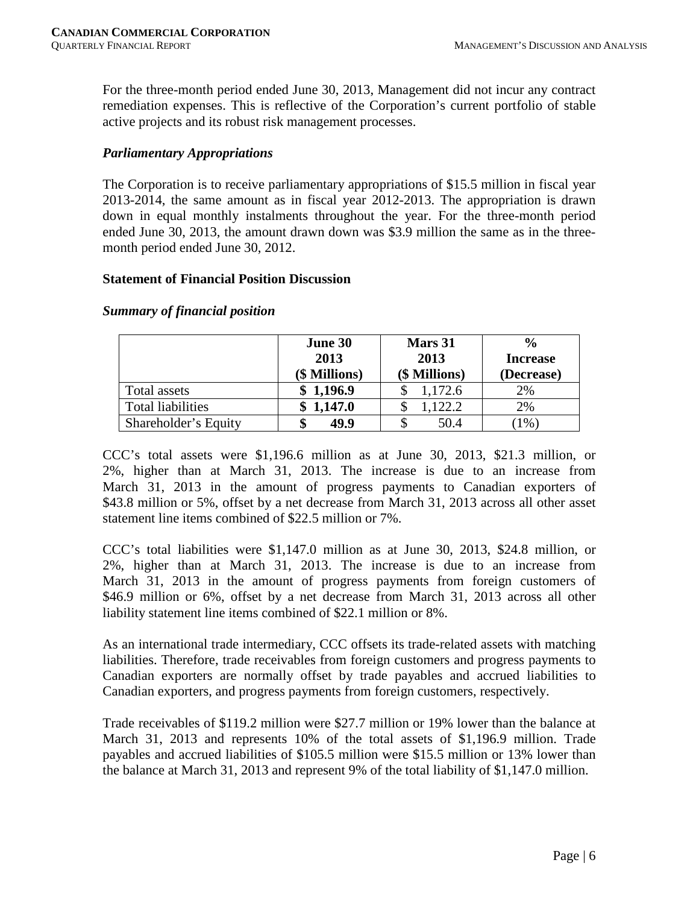For the three-month period ended June 30, 2013, Management did not incur any contract remediation expenses. This is reflective of the Corporation's current portfolio of stable active projects and its robust risk management processes.

### *Parliamentary Appropriations*

The Corporation is to receive parliamentary appropriations of $15.5 million in fiscal year 2013-2014, the same amount as in fiscal year 2012-2013. The appropriation is drawn down in equal monthly instalments throughout the year. For the three-month period ended June 30, 2013, the amount drawn down was $3.9 million the same as in the three-month period ended June 30, 2012.

## **Statement of Financial Position Discussion**

### *Summary of financial position*

| | **June 30 2013 ($ Millions)** | **Mars 31 2013 ($ Millions)** | **% Increase (Decrease)** |
|---|---|---|---|
| Total assets | **$ 1,196.9** | $ 1,172.6 | 2% |
| Total liabilities | **$ 1,147.0** | $ 1,122.2 | 2% |
| Shareholder's Equity | **$ 49.9** | $ 50.4 | (1%) |

CCC's total assets were $1,196.6 million as at June 30, 2013, $21.3 million, or 2%, higher than at March 31, 2013. The increase is due to an increase from March 31, 2013 in the amount of progress payments to Canadian exporters of $43.8 million or 5%, offset by a net decrease from March 31, 2013 across all other asset statement line items combined of $22.5 million or 7%.

CCC's total liabilities were $1,147.0 million as at June 30, 2013, $24.8 million, or 2%, higher than at March 31, 2013. The increase is due to an increase from March 31, 2013 in the amount of progress payments from foreign customers of $46.9 million or 6%, offset by a net decrease from March 31, 2013 across all other liability statement line items combined of $22.1 million or 8%.

As an international trade intermediary, CCC offsets its trade-related assets with matching liabilities. Therefore, trade receivables from foreign customers and progress payments to Canadian exporters are normally offset by trade payables and accrued liabilities to Canadian exporters, and progress payments from foreign customers, respectively.

Trade receivables of $119.2 million were $27.7 million or 19% lower than the balance at March 31, 2013 and represents 10% of the total assets of $1,196.9 million. Trade payables and accrued liabilities of $105.5 million were $15.5 million or 13% lower than the balance at March 31, 2013 and represent 9% of the total liability of $1,147.0 million.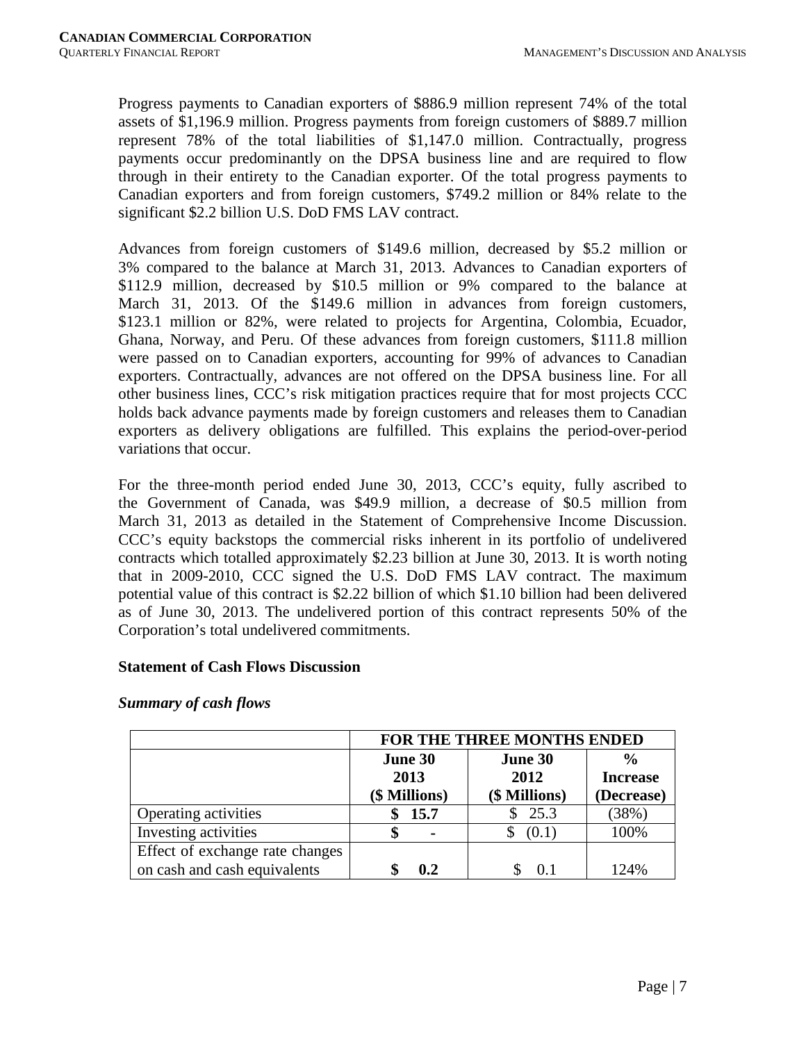Progress payments to Canadian exporters of $886.9 million represent 74% of the total assets of $1,196.9 million. Progress payments from foreign customers of $889.7 million represent 78% of the total liabilities of $1,147.0 million. Contractually, progress payments occur predominantly on the DPSA business line and are required to flow through in their entirety to the Canadian exporter. Of the total progress payments to Canadian exporters and from foreign customers, $749.2 million or 84% relate to the significant $2.2 billion U.S. DoD FMS LAV contract.

Advances from foreign customers of $149.6 million, decreased by $5.2 million or 3% compared to the balance at March 31, 2013. Advances to Canadian exporters of $112.9 million, decreased by $10.5 million or 9% compared to the balance at March 31, 2013. Of the $149.6 million in advances from foreign customers, $123.1 million or 82%, were related to projects for Argentina, Colombia, Ecuador, Ghana, Norway, and Peru. Of these advances from foreign customers, $111.8 million were passed on to Canadian exporters, accounting for 99% of advances to Canadian exporters. Contractually, advances are not offered on the DPSA business line. For all other business lines, CCC's risk mitigation practices require that for most projects CCC holds back advance payments made by foreign customers and releases them to Canadian exporters as delivery obligations are fulfilled. This explains the period-over-period variations that occur.

For the three-month period ended June 30, 2013, CCC's equity, fully ascribed to the Government of Canada, was $49.9 million, a decrease of $0.5 million from March 31, 2013 as detailed in the Statement of Comprehensive Income Discussion. CCC's equity backstops the commercial risks inherent in its portfolio of undelivered contracts which totalled approximately $2.23 billion at June 30, 2013. It is worth noting that in 2009-2010, CCC signed the U.S. DoD FMS LAV contract. The maximum potential value of this contract is $2.22 billion of which $1.10 billion had been delivered as of June 30, 2013. The undelivered portion of this contract represents 50% of the Corporation's total undelivered commitments.

**Statement of Cash Flows Discussion**

***Summary of cash flows***

| | FOR THE THREE MONTHS ENDED | | |
|---|---|---|---|
| | June 30 2013 ($ Millions) | June 30 2012 ($ Millions) | % Increase (Decrease) |
| Operating activities | **$ 15.7** | $ 25.3 | (38%) |
| Investing activities | **$ -** | $ (0.1) | 100% |
| Effect of exchange rate changes on cash and cash equivalents | **$ 0.2** | $ 0.1 | 124% |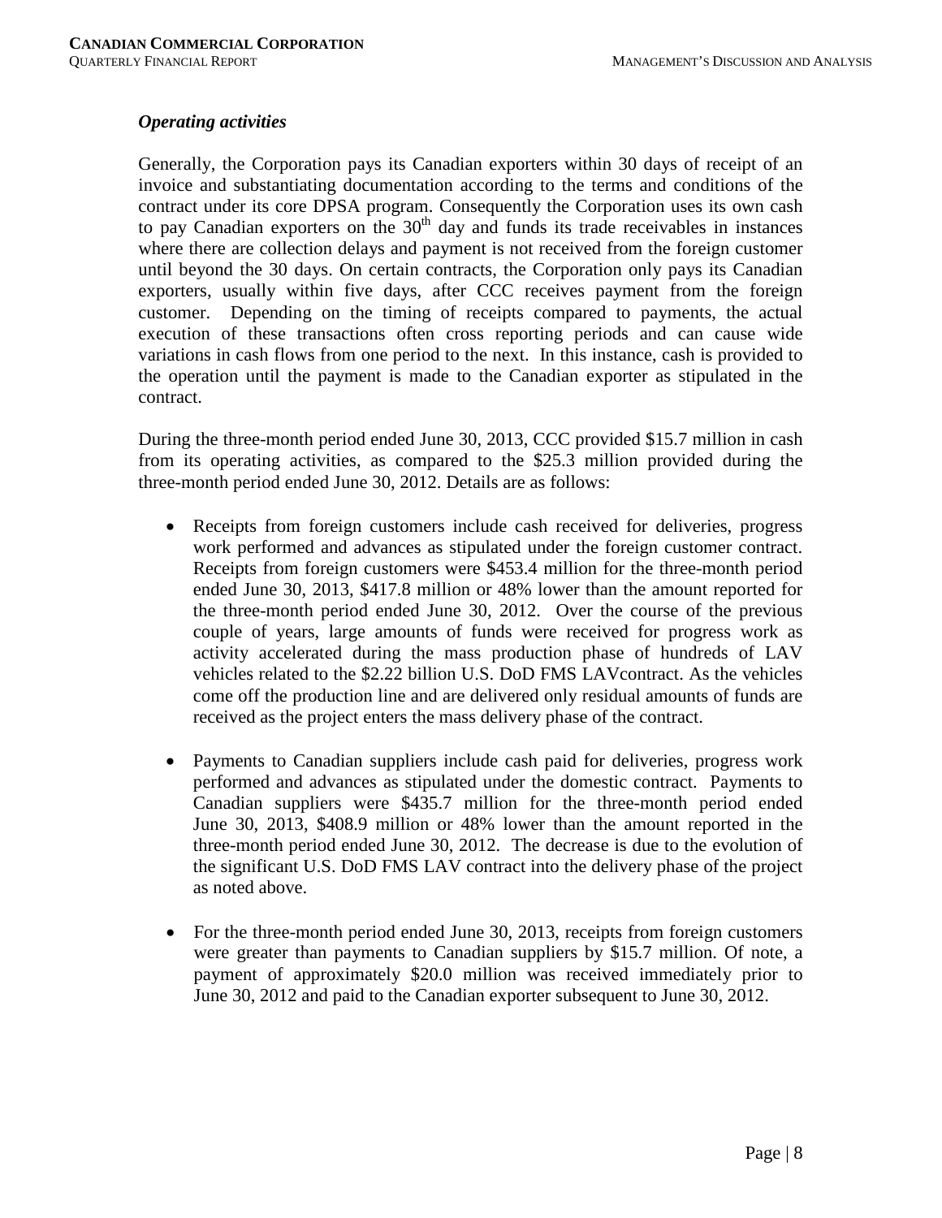### *Operating activities*

Generally, the Corporation pays its Canadian exporters within 30 days of receipt of an invoice and substantiating documentation according to the terms and conditions of the contract under its core DPSA program. Consequently the Corporation uses its own cash to pay Canadian exporters on the 30th day and funds its trade receivables in instances where there are collection delays and payment is not received from the foreign customer until beyond the 30 days. On certain contracts, the Corporation only pays its Canadian exporters, usually within five days, after CCC receives payment from the foreign customer. Depending on the timing of receipts compared to payments, the actual execution of these transactions often cross reporting periods and can cause wide variations in cash flows from one period to the next. In this instance, cash is provided to the operation until the payment is made to the Canadian exporter as stipulated in the contract.

During the three-month period ended June 30, 2013, CCC provided \$15.7 million in cash from its operating activities, as compared to the \$25.3 million provided during the three-month period ended June 30, 2012. Details are as follows:

- Receipts from foreign customers include cash received for deliveries, progress work performed and advances as stipulated under the foreign customer contract. Receipts from foreign customers were \$453.4 million for the three-month period ended June 30, 2013, \$417.8 million or 48% lower than the amount reported for the three-month period ended June 30, 2012. Over the course of the previous couple of years, large amounts of funds were received for progress work as activity accelerated during the mass production phase of hundreds of LAV vehicles related to the \$2.22 billion U.S. DoD FMS LAVcontract. As the vehicles come off the production line and are delivered only residual amounts of funds are received as the project enters the mass delivery phase of the contract.

- Payments to Canadian suppliers include cash paid for deliveries, progress work performed and advances as stipulated under the domestic contract. Payments to Canadian suppliers were \$435.7 million for the three-month period ended June 30, 2013, \$408.9 million or 48% lower than the amount reported in the three-month period ended June 30, 2012. The decrease is due to the evolution of the significant U.S. DoD FMS LAV contract into the delivery phase of the project as noted above.

- For the three-month period ended June 30, 2013, receipts from foreign customers were greater than payments to Canadian suppliers by \$15.7 million. Of note, a payment of approximately \$20.0 million was received immediately prior to June 30, 2012 and paid to the Canadian exporter subsequent to June 30, 2012.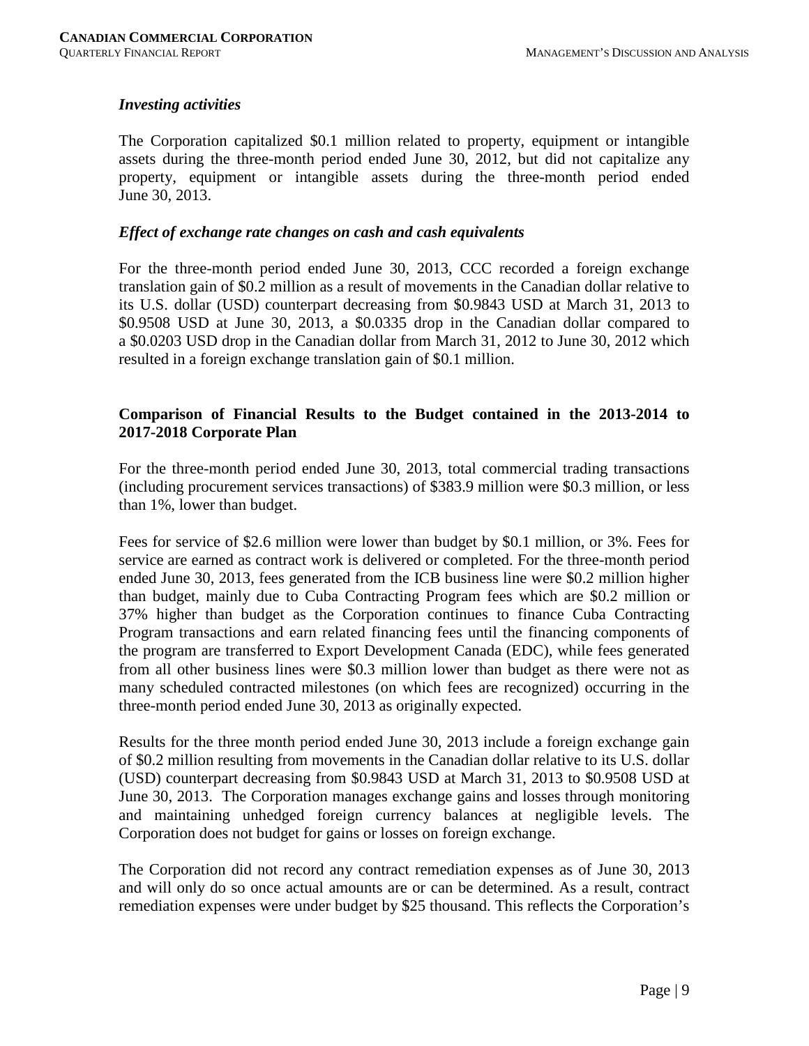### *Investing activities*

The Corporation capitalized $0.1 million related to property, equipment or intangible assets during the three-month period ended June 30, 2012, but did not capitalize any property, equipment or intangible assets during the three-month period ended June 30, 2013.

### *Effect of exchange rate changes on cash and cash equivalents*

For the three-month period ended June 30, 2013, CCC recorded a foreign exchange translation gain of $0.2 million as a result of movements in the Canadian dollar relative to its U.S. dollar (USD) counterpart decreasing from $0.9843 USD at March 31, 2013 to $0.9508 USD at June 30, 2013, a $0.0335 drop in the Canadian dollar compared to a $0.0203 USD drop in the Canadian dollar from March 31, 2012 to June 30, 2012 which resulted in a foreign exchange translation gain of $0.1 million.

## Comparison of Financial Results to the Budget contained in the 2013-2014 to 2017-2018 Corporate Plan

For the three-month period ended June 30, 2013, total commercial trading transactions (including procurement services transactions) of $383.9 million were $0.3 million, or less than 1%, lower than budget.

Fees for service of $2.6 million were lower than budget by $0.1 million, or 3%. Fees for service are earned as contract work is delivered or completed. For the three-month period ended June 30, 2013, fees generated from the ICB business line were $0.2 million higher than budget, mainly due to Cuba Contracting Program fees which are $0.2 million or 37% higher than budget as the Corporation continues to finance Cuba Contracting Program transactions and earn related financing fees until the financing components of the program are transferred to Export Development Canada (EDC), while fees generated from all other business lines were $0.3 million lower than budget as there were not as many scheduled contracted milestones (on which fees are recognized) occurring in the three-month period ended June 30, 2013 as originally expected.

Results for the three month period ended June 30, 2013 include a foreign exchange gain of $0.2 million resulting from movements in the Canadian dollar relative to its U.S. dollar (USD) counterpart decreasing from $0.9843 USD at March 31, 2013 to $0.9508 USD at June 30, 2013. The Corporation manages exchange gains and losses through monitoring and maintaining unhedged foreign currency balances at negligible levels. The Corporation does not budget for gains or losses on foreign exchange.

The Corporation did not record any contract remediation expenses as of June 30, 2013 and will only do so once actual amounts are or can be determined. As a result, contract remediation expenses were under budget by $25 thousand. This reflects the Corporation's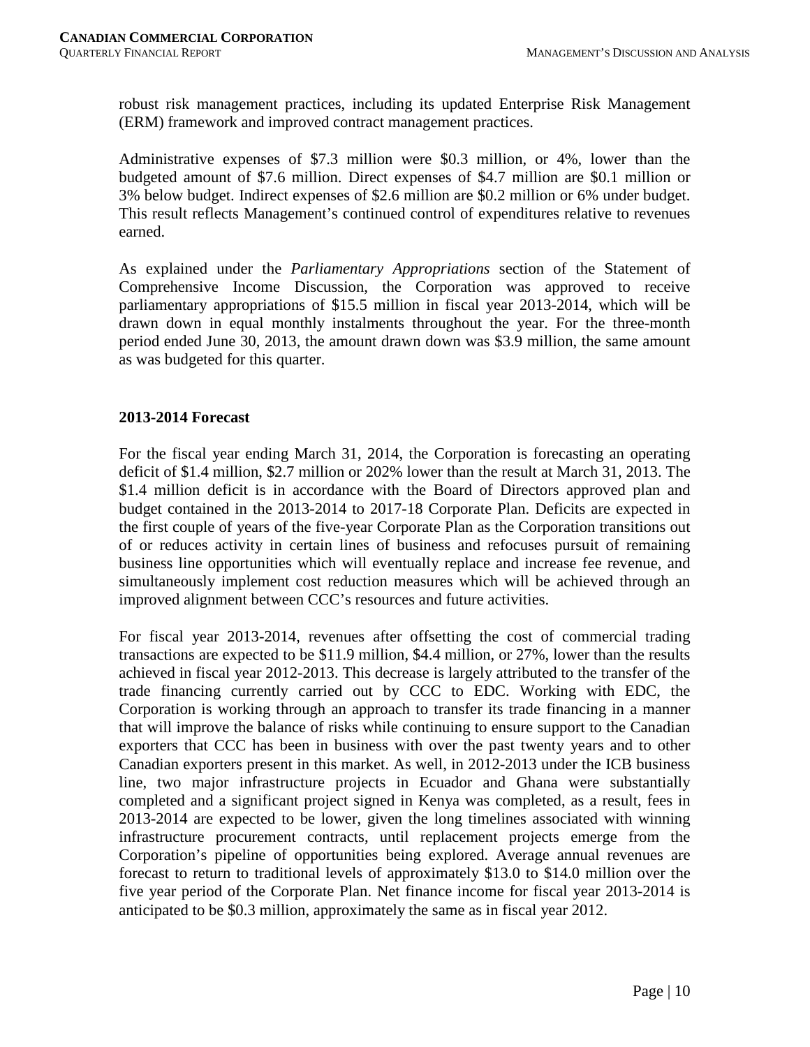robust risk management practices, including its updated Enterprise Risk Management (ERM) framework and improved contract management practices.

Administrative expenses of $7.3 million were $0.3 million, or 4%, lower than the budgeted amount of $7.6 million. Direct expenses of $4.7 million are $0.1 million or 3% below budget. Indirect expenses of $2.6 million are $0.2 million or 6% under budget. This result reflects Management's continued control of expenditures relative to revenues earned.

As explained under the *Parliamentary Appropriations* section of the Statement of Comprehensive Income Discussion, the Corporation was approved to receive parliamentary appropriations of $15.5 million in fiscal year 2013-2014, which will be drawn down in equal monthly instalments throughout the year. For the three-month period ended June 30, 2013, the amount drawn down was $3.9 million, the same amount as was budgeted for this quarter.

**2013-2014 Forecast**

For the fiscal year ending March 31, 2014, the Corporation is forecasting an operating deficit of $1.4 million, $2.7 million or 202% lower than the result at March 31, 2013. The $1.4 million deficit is in accordance with the Board of Directors approved plan and budget contained in the 2013-2014 to 2017-18 Corporate Plan. Deficits are expected in the first couple of years of the five-year Corporate Plan as the Corporation transitions out of or reduces activity in certain lines of business and refocuses pursuit of remaining business line opportunities which will eventually replace and increase fee revenue, and simultaneously implement cost reduction measures which will be achieved through an improved alignment between CCC's resources and future activities.

For fiscal year 2013-2014, revenues after offsetting the cost of commercial trading transactions are expected to be $11.9 million, $4.4 million, or 27%, lower than the results achieved in fiscal year 2012-2013. This decrease is largely attributed to the transfer of the trade financing currently carried out by CCC to EDC. Working with EDC, the Corporation is working through an approach to transfer its trade financing in a manner that will improve the balance of risks while continuing to ensure support to the Canadian exporters that CCC has been in business with over the past twenty years and to other Canadian exporters present in this market. As well, in 2012-2013 under the ICB business line, two major infrastructure projects in Ecuador and Ghana were substantially completed and a significant project signed in Kenya was completed, as a result, fees in 2013-2014 are expected to be lower, given the long timelines associated with winning infrastructure procurement contracts, until replacement projects emerge from the Corporation's pipeline of opportunities being explored. Average annual revenues are forecast to return to traditional levels of approximately $13.0 to $14.0 million over the five year period of the Corporate Plan. Net finance income for fiscal year 2013-2014 is anticipated to be $0.3 million, approximately the same as in fiscal year 2012.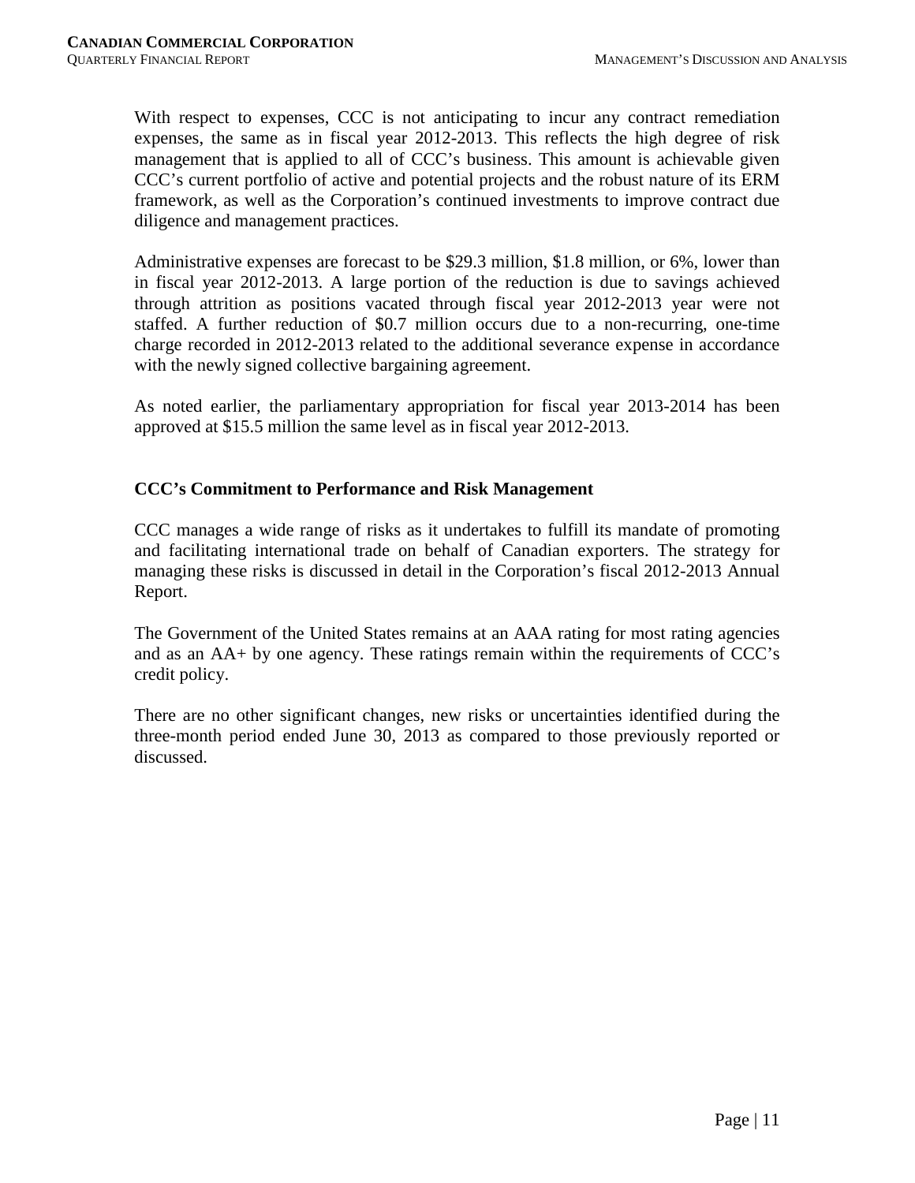With respect to expenses, CCC is not anticipating to incur any contract remediation expenses, the same as in fiscal year 2012-2013. This reflects the high degree of risk management that is applied to all of CCC's business. This amount is achievable given CCC's current portfolio of active and potential projects and the robust nature of its ERM framework, as well as the Corporation's continued investments to improve contract due diligence and management practices.

Administrative expenses are forecast to be $29.3 million, $1.8 million, or 6%, lower than in fiscal year 2012-2013. A large portion of the reduction is due to savings achieved through attrition as positions vacated through fiscal year 2012-2013 year were not staffed. A further reduction of $0.7 million occurs due to a non-recurring, one-time charge recorded in 2012-2013 related to the additional severance expense in accordance with the newly signed collective bargaining agreement.

As noted earlier, the parliamentary appropriation for fiscal year 2013-2014 has been approved at $15.5 million the same level as in fiscal year 2012-2013.

## CCC's Commitment to Performance and Risk Management

CCC manages a wide range of risks as it undertakes to fulfill its mandate of promoting and facilitating international trade on behalf of Canadian exporters. The strategy for managing these risks is discussed in detail in the Corporation's fiscal 2012-2013 Annual Report.

The Government of the United States remains at an AAA rating for most rating agencies and as an AA+ by one agency. These ratings remain within the requirements of CCC's credit policy.

There are no other significant changes, new risks or uncertainties identified during the three-month period ended June 30, 2013 as compared to those previously reported or discussed.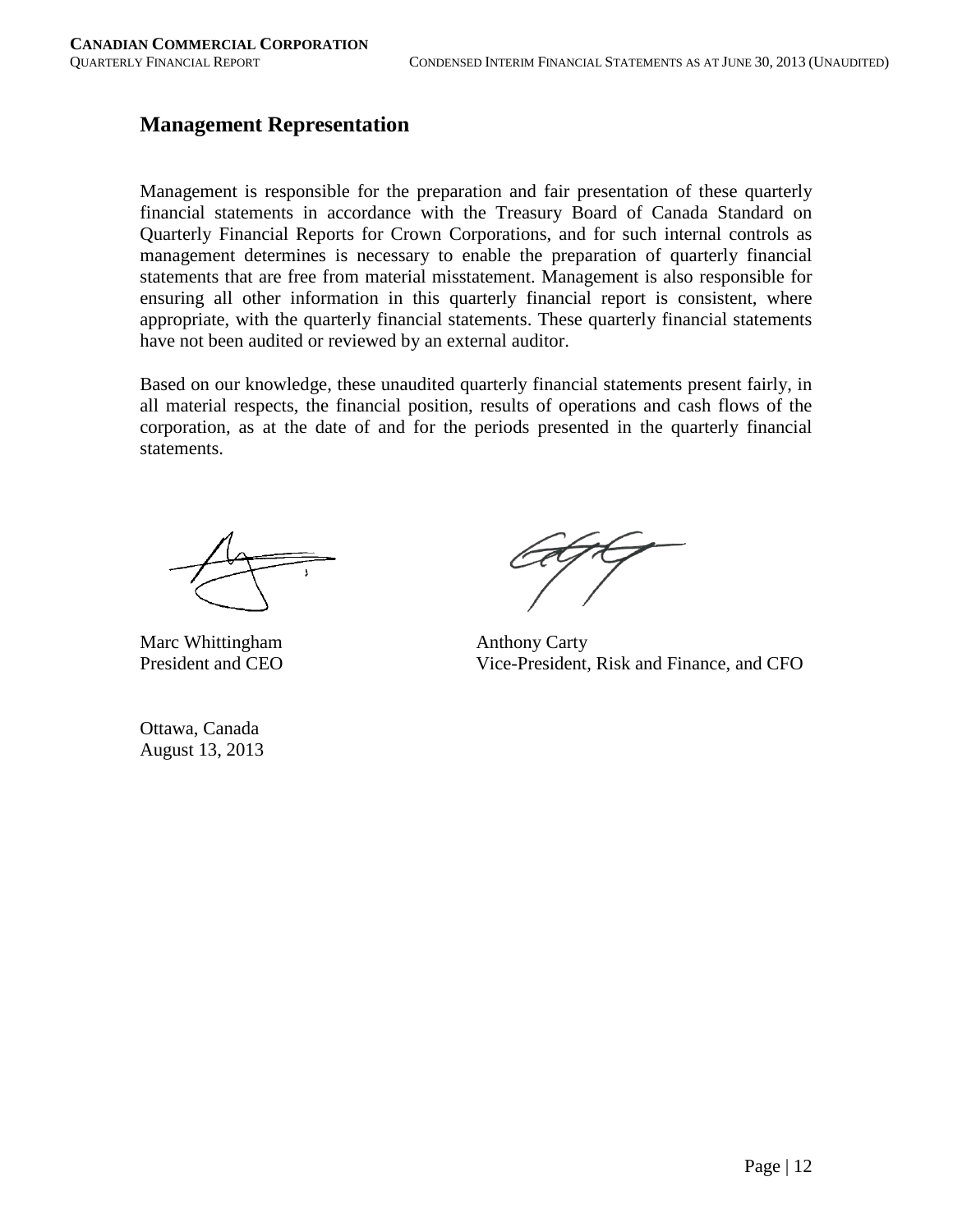## Management Representation

Management is responsible for the preparation and fair presentation of these quarterly financial statements in accordance with the Treasury Board of Canada Standard on Quarterly Financial Reports for Crown Corporations, and for such internal controls as management determines is necessary to enable the preparation of quarterly financial statements that are free from material misstatement. Management is also responsible for ensuring all other information in this quarterly financial report is consistent, where appropriate, with the quarterly financial statements. These quarterly financial statements have not been audited or reviewed by an external auditor.

Based on our knowledge, these unaudited quarterly financial statements present fairly, in all material respects, the financial position, results of operations and cash flows of the corporation, as at the date of and for the periods presented in the quarterly financial statements.

Marc Whittingham
President and CEO

Anthony Carty
Vice-President, Risk and Finance, and CFO

Ottawa, Canada
August 13, 2013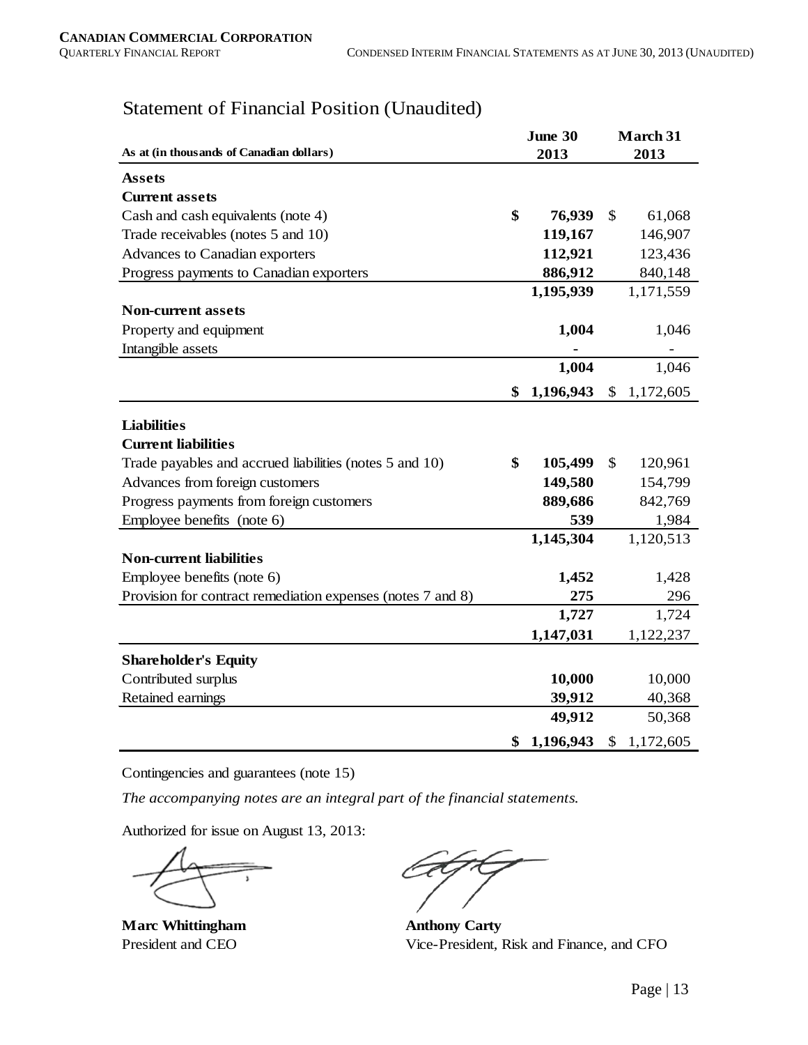# Statement of Financial Position (Unaudited)

| As at (in thousands of Canadian dollars) | June 30 2013 | March 31 2013 |
|---|---|---|
| **Assets** | | |
| **Current assets** | | |
| Cash and cash equivalents (note 4) | **$ 76,939** | $ 61,068 |
| Trade receivables (notes 5 and 10) | **119,167** | 146,907 |
| Advances to Canadian exporters | **112,921** | 123,436 |
| Progress payments to Canadian exporters | **886,912** | 840,148 |
| | **1,195,939** | 1,171,559 |
| **Non-current assets** | | |
| Property and equipment | **1,004** | 1,046 |
| Intangible assets | **-** | - |
| | **1,004** | 1,046 |
| | **$ 1,196,943** | $ 1,172,605 |
| **Liabilities** | | |
| **Current liabilities** | | |
| Trade payables and accrued liabilities (notes 5 and 10) | **$ 105,499** | $ 120,961 |
| Advances from foreign customers | **149,580** | 154,799 |
| Progress payments from foreign customers | **889,686** | 842,769 |
| Employee benefits (note 6) | **539** | 1,984 |
| | **1,145,304** | 1,120,513 |
| **Non-current liabilities** | | |
| Employee benefits (note 6) | **1,452** | 1,428 |
| Provision for contract remediation expenses (notes 7 and 8) | **275** | 296 |
| | **1,727** | 1,724 |
| | **1,147,031** | 1,122,237 |
| **Shareholder's Equity** | | |
| Contributed surplus | **10,000** | 10,000 |
| Retained earnings | **39,912** | 40,368 |
| | **49,912** | 50,368 |
| | **$ 1,196,943** | $ 1,172,605 |

Contingencies and guarantees (note 15)

*The accompanying notes are an integral part of the financial statements.*

Authorized for issue on August 13, 2013:

**Marc Whittingham**
President and CEO

**Anthony Carty**
Vice-President, Risk and Finance, and CFO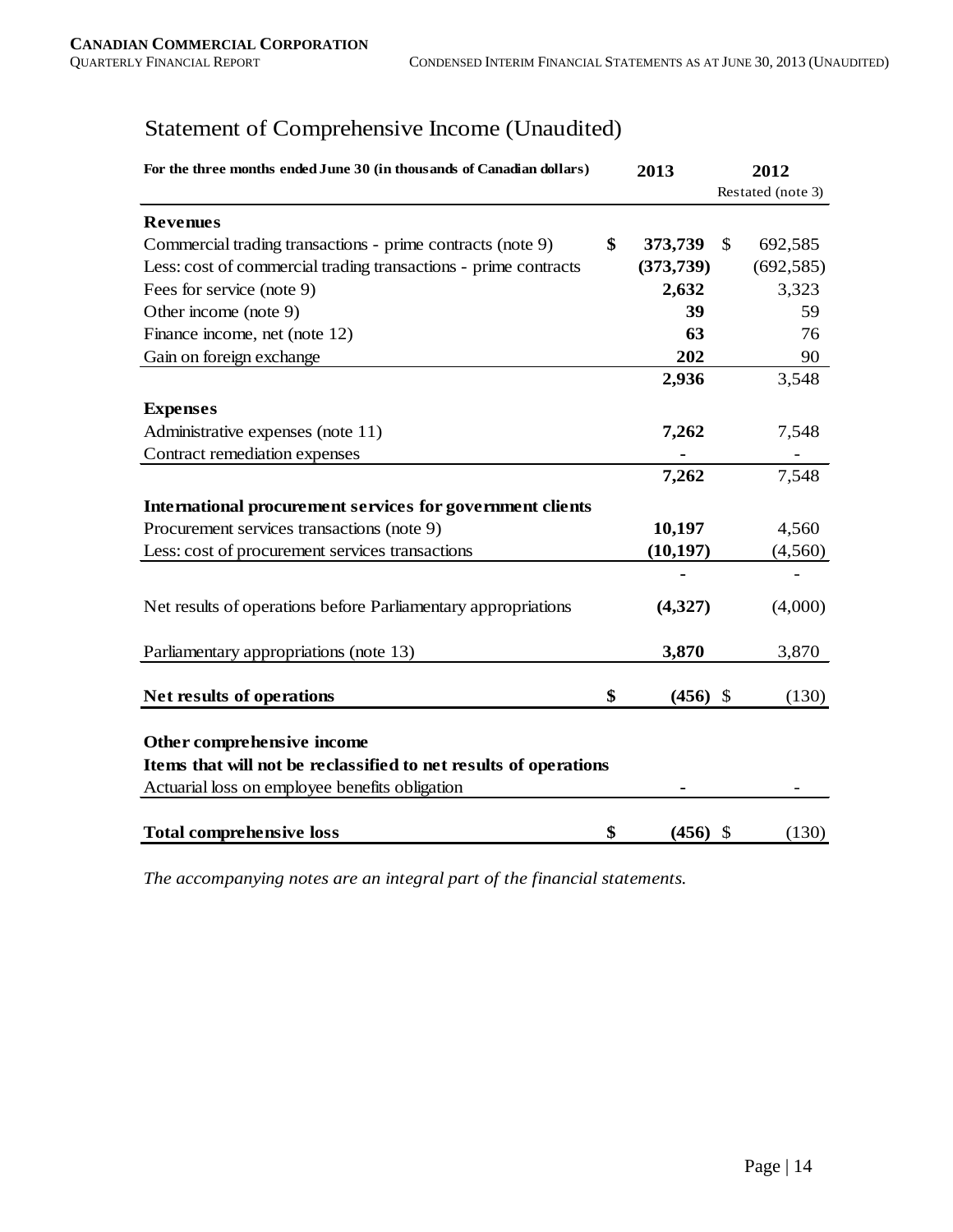# Statement of Comprehensive Income (Unaudited)

| **For the three months ended June 30 (in thousands of Canadian dollars)** | **2013** | **2012** Restated (note 3) |
|---|---|---|
| **Revenues** | | |
| Commercial trading transactions - prime contracts (note 9) | **$ 373,739** | $ 692,585 |
| Less: cost of commercial trading transactions - prime contracts | **(373,739)** | (692,585) |
| Fees for service (note 9) | **2,632** | 3,323 |
| Other income (note 9) | **39** | 59 |
| Finance income, net (note 12) | **63** | 76 |
| Gain on foreign exchange | **202** | 90 |
| | **2,936** | 3,548 |
| **Expenses** | | |
| Administrative expenses (note 11) | **7,262** | 7,548 |
| Contract remediation expenses | **-** | - |
| | **7,262** | 7,548 |
| **International procurement services for government clients** | | |
| Procurement services transactions (note 9) | **10,197** | 4,560 |
| Less: cost of procurement services transactions | **(10,197)** | (4,560) |
| | **-** | - |
| Net results of operations before Parliamentary appropriations | **(4,327)** | (4,000) |
| Parliamentary appropriations (note 13) | **3,870** | 3,870 |
| **Net results of operations** | **$ (456)** | $ (130) |
| **Other comprehensive income** | | |
| **Items that will not be reclassified to net results of operations** | | |
| Actuarial loss on employee benefits obligation | **-** | - |
| **Total comprehensive loss** | **$ (456)** | $ (130) |

*The accompanying notes are an integral part of the financial statements.*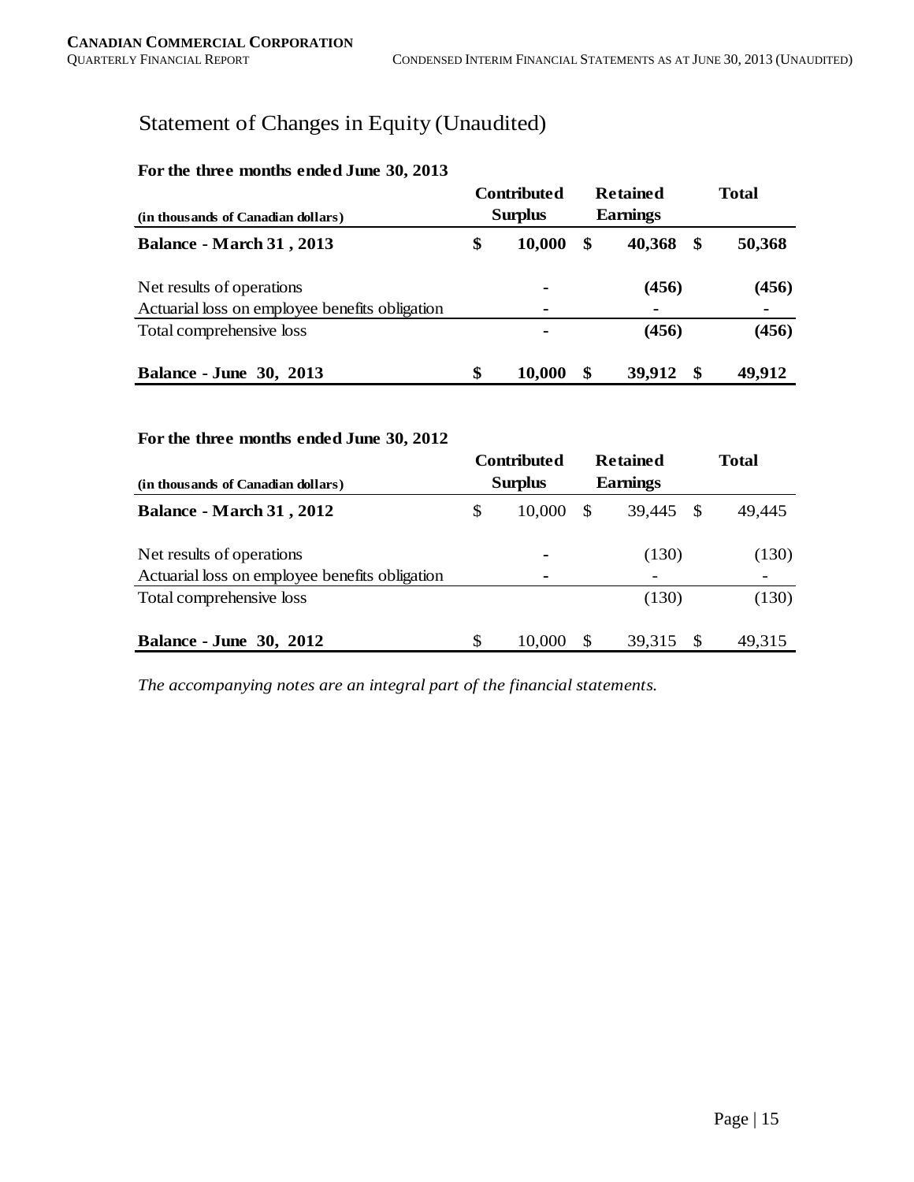# Statement of Changes in Equity (Unaudited)

**For the three months ended June 30, 2013**

| (in thousands of Canadian dollars) | Contributed Surplus | Retained Earnings | Total |
|---|---|---|---|
| **Balance - March 31 , 2013** | **$ 10,000** | **$ 40,368** | **$ 50,368** |
| Net results of operations | **-** | **(456)** | **(456)** |
| Actuarial loss on employee benefits obligation | **-** | **-** | **-** |
| Total comprehensive loss | **-** | **(456)** | **(456)** |
| **Balance - June 30, 2013** | **$ 10,000** | **$ 39,912** | **$ 49,912** |

**For the three months ended June 30, 2012**

| (in thousands of Canadian dollars) | Contributed Surplus | Retained Earnings | Total |
|---|---|---|---|
| **Balance - March 31 , 2012** | $ 10,000 | $ 39,445 | $ 49,445 |
| Net results of operations | - | (130) | (130) |
| Actuarial loss on employee benefits obligation | - | - | - |
| Total comprehensive loss | | (130) | (130) |
| **Balance - June 30, 2012** | $ 10,000 | $ 39,315 | $ 49,315 |

*The accompanying notes are an integral part of the financial statements.*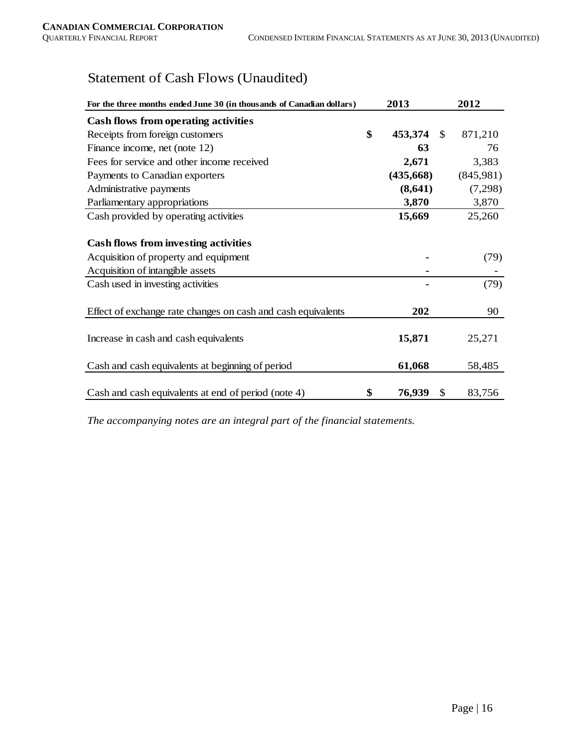# Statement of Cash Flows (Unaudited)

| For the three months ended June 30 (in thousands of Canadian dollars) | 2013 | 2012 |
|---|---|---|
| **Cash flows from operating activities** | | |
| Receipts from foreign customers | **$ 453,374** | $ 871,210 |
| Finance income, net (note 12) | **63** | 76 |
| Fees for service and other income received | **2,671** | 3,383 |
| Payments to Canadian exporters | **(435,668)** | (845,981) |
| Administrative payments | **(8,641)** | (7,298) |
| Parliamentary appropriations | **3,870** | 3,870 |
| Cash provided by operating activities | **15,669** | 25,260 |
| **Cash flows from investing activities** | | |
| Acquisition of property and equipment | **-** | (79) |
| Acquisition of intangible assets | **-** | - |
| Cash used in investing activities | **-** | (79) |
| Effect of exchange rate changes on cash and cash equivalents | **202** | 90 |
| Increase in cash and cash equivalents | **15,871** | 25,271 |
| Cash and cash equivalents at beginning of period | **61,068** | 58,485 |
| Cash and cash equivalents at end of period (note 4) | **$ 76,939** | $ 83,756 |

*The accompanying notes are an integral part of the financial statements.*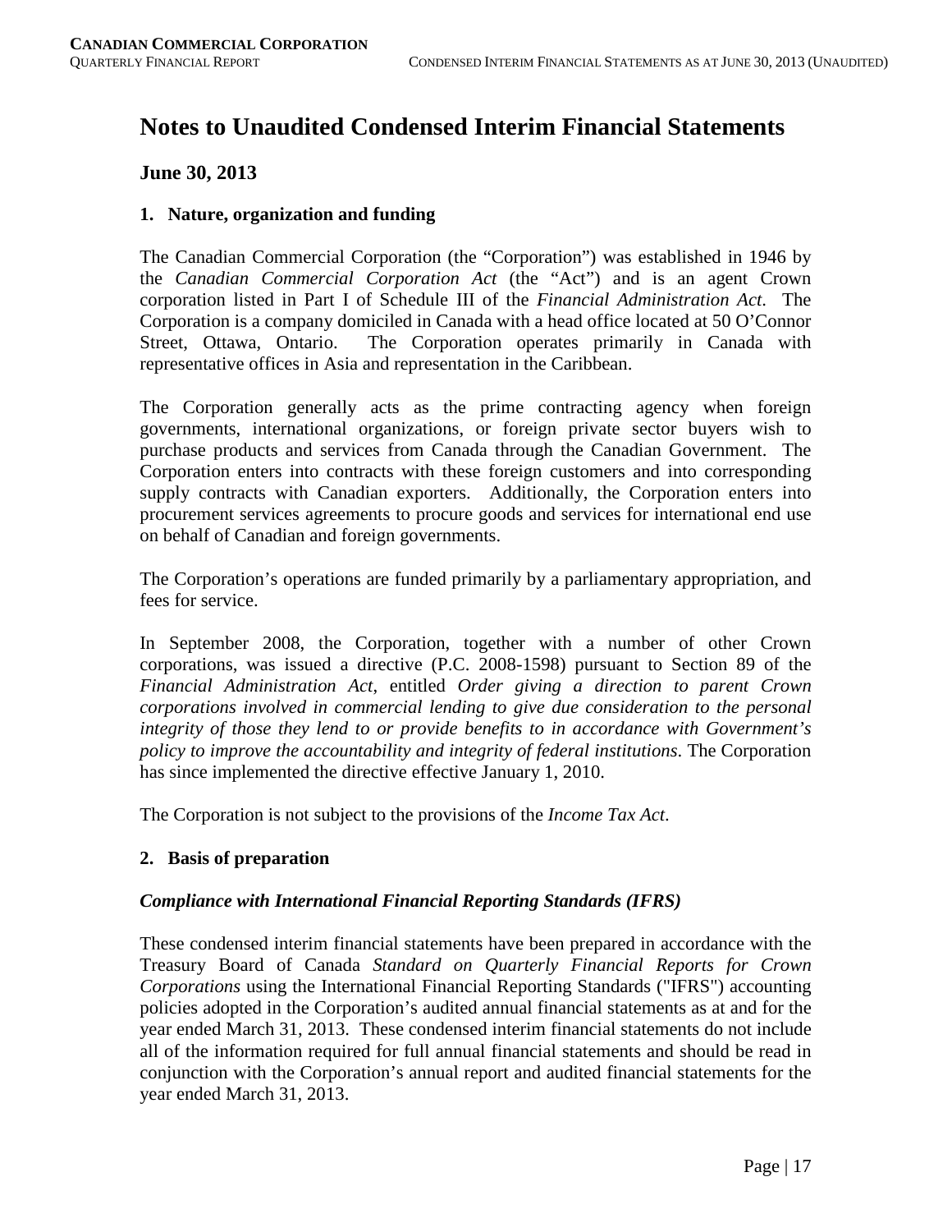# Notes to Unaudited Condensed Interim Financial Statements

## June 30, 2013

### 1. Nature, organization and funding

The Canadian Commercial Corporation (the "Corporation") was established in 1946 by the *Canadian Commercial Corporation Act* (the "Act") and is an agent Crown corporation listed in Part I of Schedule III of the *Financial Administration Act*. The Corporation is a company domiciled in Canada with a head office located at 50 O'Connor Street, Ottawa, Ontario. The Corporation operates primarily in Canada with representative offices in Asia and representation in the Caribbean.

The Corporation generally acts as the prime contracting agency when foreign governments, international organizations, or foreign private sector buyers wish to purchase products and services from Canada through the Canadian Government. The Corporation enters into contracts with these foreign customers and into corresponding supply contracts with Canadian exporters. Additionally, the Corporation enters into procurement services agreements to procure goods and services for international end use on behalf of Canadian and foreign governments.

The Corporation's operations are funded primarily by a parliamentary appropriation, and fees for service.

In September 2008, the Corporation, together with a number of other Crown corporations, was issued a directive (P.C. 2008-1598) pursuant to Section 89 of the *Financial Administration Act*, entitled *Order giving a direction to parent Crown corporations involved in commercial lending to give due consideration to the personal integrity of those they lend to or provide benefits to in accordance with Government's policy to improve the accountability and integrity of federal institutions*. The Corporation has since implemented the directive effective January 1, 2010.

The Corporation is not subject to the provisions of the *Income Tax Act*.

### 2. Basis of preparation

#### *Compliance with International Financial Reporting Standards (IFRS)*

These condensed interim financial statements have been prepared in accordance with the Treasury Board of Canada *Standard on Quarterly Financial Reports for Crown Corporations* using the International Financial Reporting Standards ("IFRS") accounting policies adopted in the Corporation's audited annual financial statements as at and for the year ended March 31, 2013. These condensed interim financial statements do not include all of the information required for full annual financial statements and should be read in conjunction with the Corporation's annual report and audited financial statements for the year ended March 31, 2013.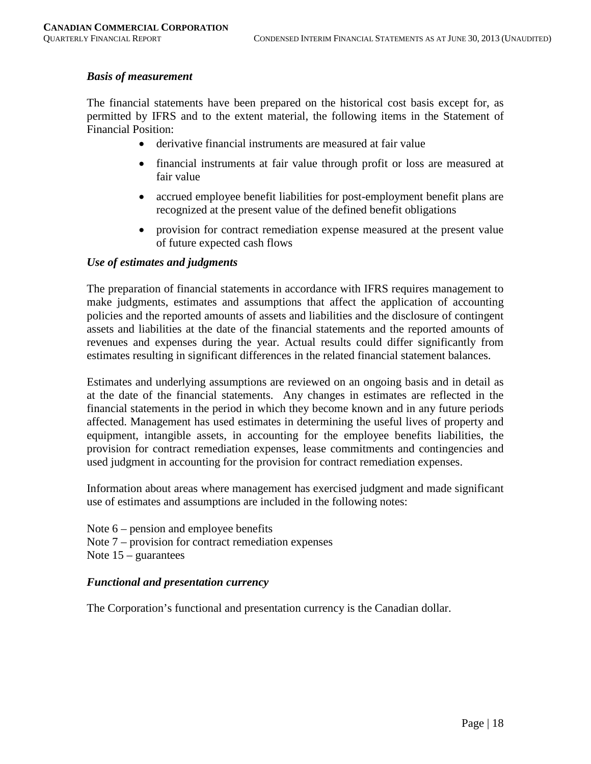### *Basis of measurement*

The financial statements have been prepared on the historical cost basis except for, as permitted by IFRS and to the extent material, the following items in the Statement of Financial Position:

- derivative financial instruments are measured at fair value
- financial instruments at fair value through profit or loss are measured at fair value
- accrued employee benefit liabilities for post-employment benefit plans are recognized at the present value of the defined benefit obligations
- provision for contract remediation expense measured at the present value of future expected cash flows

### *Use of estimates and judgments*

The preparation of financial statements in accordance with IFRS requires management to make judgments, estimates and assumptions that affect the application of accounting policies and the reported amounts of assets and liabilities and the disclosure of contingent assets and liabilities at the date of the financial statements and the reported amounts of revenues and expenses during the year. Actual results could differ significantly from estimates resulting in significant differences in the related financial statement balances.

Estimates and underlying assumptions are reviewed on an ongoing basis and in detail as at the date of the financial statements. Any changes in estimates are reflected in the financial statements in the period in which they become known and in any future periods affected. Management has used estimates in determining the useful lives of property and equipment, intangible assets, in accounting for the employee benefits liabilities, the provision for contract remediation expenses, lease commitments and contingencies and used judgment in accounting for the provision for contract remediation expenses.

Information about areas where management has exercised judgment and made significant use of estimates and assumptions are included in the following notes:

Note 6 – pension and employee benefits
Note 7 – provision for contract remediation expenses
Note 15 – guarantees

### *Functional and presentation currency*

The Corporation's functional and presentation currency is the Canadian dollar.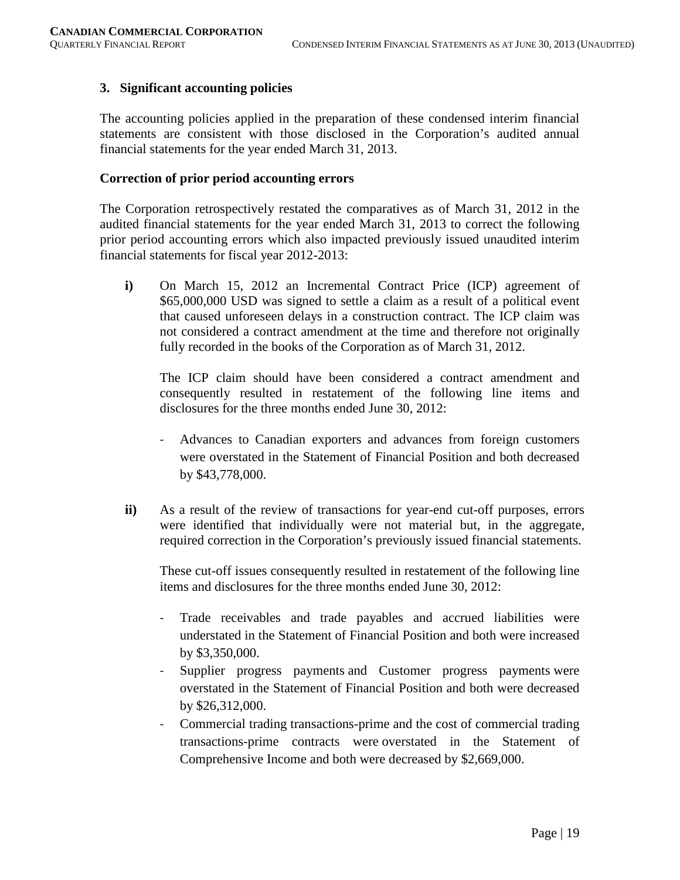## 3. Significant accounting policies

The accounting policies applied in the preparation of these condensed interim financial statements are consistent with those disclosed in the Corporation's audited annual financial statements for the year ended March 31, 2013.

### Correction of prior period accounting errors

The Corporation retrospectively restated the comparatives as of March 31, 2012 in the audited financial statements for the year ended March 31, 2013 to correct the following prior period accounting errors which also impacted previously issued unaudited interim financial statements for fiscal year 2012-2013:

**i)** On March 15, 2012 an Incremental Contract Price (ICP) agreement of $65,000,000 USD was signed to settle a claim as a result of a political event that caused unforeseen delays in a construction contract. The ICP claim was not considered a contract amendment at the time and therefore not originally fully recorded in the books of the Corporation as of March 31, 2012.

The ICP claim should have been considered a contract amendment and consequently resulted in restatement of the following line items and disclosures for the three months ended June 30, 2012:

- Advances to Canadian exporters and advances from foreign customers were overstated in the Statement of Financial Position and both decreased by $43,778,000.

**ii)** As a result of the review of transactions for year-end cut-off purposes, errors were identified that individually were not material but, in the aggregate, required correction in the Corporation's previously issued financial statements.

These cut-off issues consequently resulted in restatement of the following line items and disclosures for the three months ended June 30, 2012:

- Trade receivables and trade payables and accrued liabilities were understated in the Statement of Financial Position and both were increased by $3,350,000.
- Supplier progress payments and Customer progress payments were overstated in the Statement of Financial Position and both were decreased by $26,312,000.
- Commercial trading transactions-prime and the cost of commercial trading transactions-prime contracts were overstated in the Statement of Comprehensive Income and both were decreased by $2,669,000.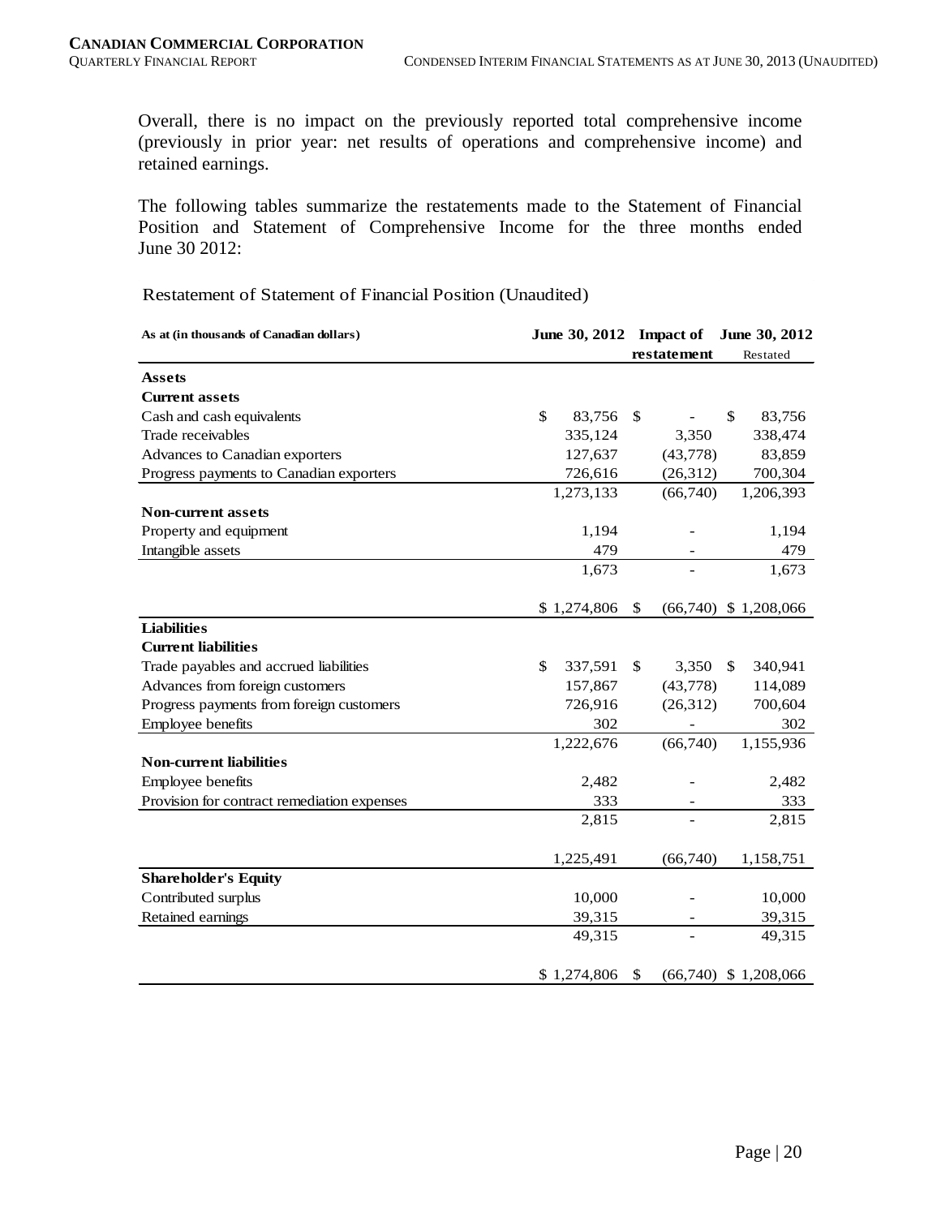Overall, there is no impact on the previously reported total comprehensive income (previously in prior year: net results of operations and comprehensive income) and retained earnings.

The following tables summarize the restatements made to the Statement of Financial Position and Statement of Comprehensive Income for the three months ended June 30 2012:

Restatement of Statement of Financial Position (Unaudited)

| As at (in thousands of Canadian dollars) | June 30, 2012 | Impact of restatement | June 30, 2012 Restated |
|---|---|---|---|
| **Assets** | | | |
| **Current assets** | | | |
| Cash and cash equivalents | $ 83,756 | $ - | $ 83,756 |
| Trade receivables | 335,124 | 3,350 | 338,474 |
| Advances to Canadian exporters | 127,637 | (43,778) | 83,859 |
| Progress payments to Canadian exporters | 726,616 | (26,312) | 700,304 |
| | 1,273,133 | (66,740) | 1,206,393 |
| **Non-current assets** | | | |
| Property and equipment | 1,194 | - | 1,194 |
| Intangible assets | 479 | - | 479 |
| | 1,673 | - | 1,673 |
| | $ 1,274,806 | $ (66,740) | $ 1,208,066 |
| **Liabilities** | | | |
| **Current liabilities** | | | |
| Trade payables and accrued liabilities | $ 337,591 | $ 3,350 | $ 340,941 |
| Advances from foreign customers | 157,867 | (43,778) | 114,089 |
| Progress payments from foreign customers | 726,916 | (26,312) | 700,604 |
| Employee benefits | 302 | - | 302 |
| | 1,222,676 | (66,740) | 1,155,936 |
| **Non-current liabilities** | | | |
| Employee benefits | 2,482 | - | 2,482 |
| Provision for contract remediation expenses | 333 | - | 333 |
| | 2,815 | - | 2,815 |
| | 1,225,491 | (66,740) | 1,158,751 |
| **Shareholder's Equity** | | | |
| Contributed surplus | 10,000 | - | 10,000 |
| Retained earnings | 39,315 | - | 39,315 |
| | 49,315 | - | 49,315 |
| | $ 1,274,806 | $ (66,740) | $ 1,208,066 |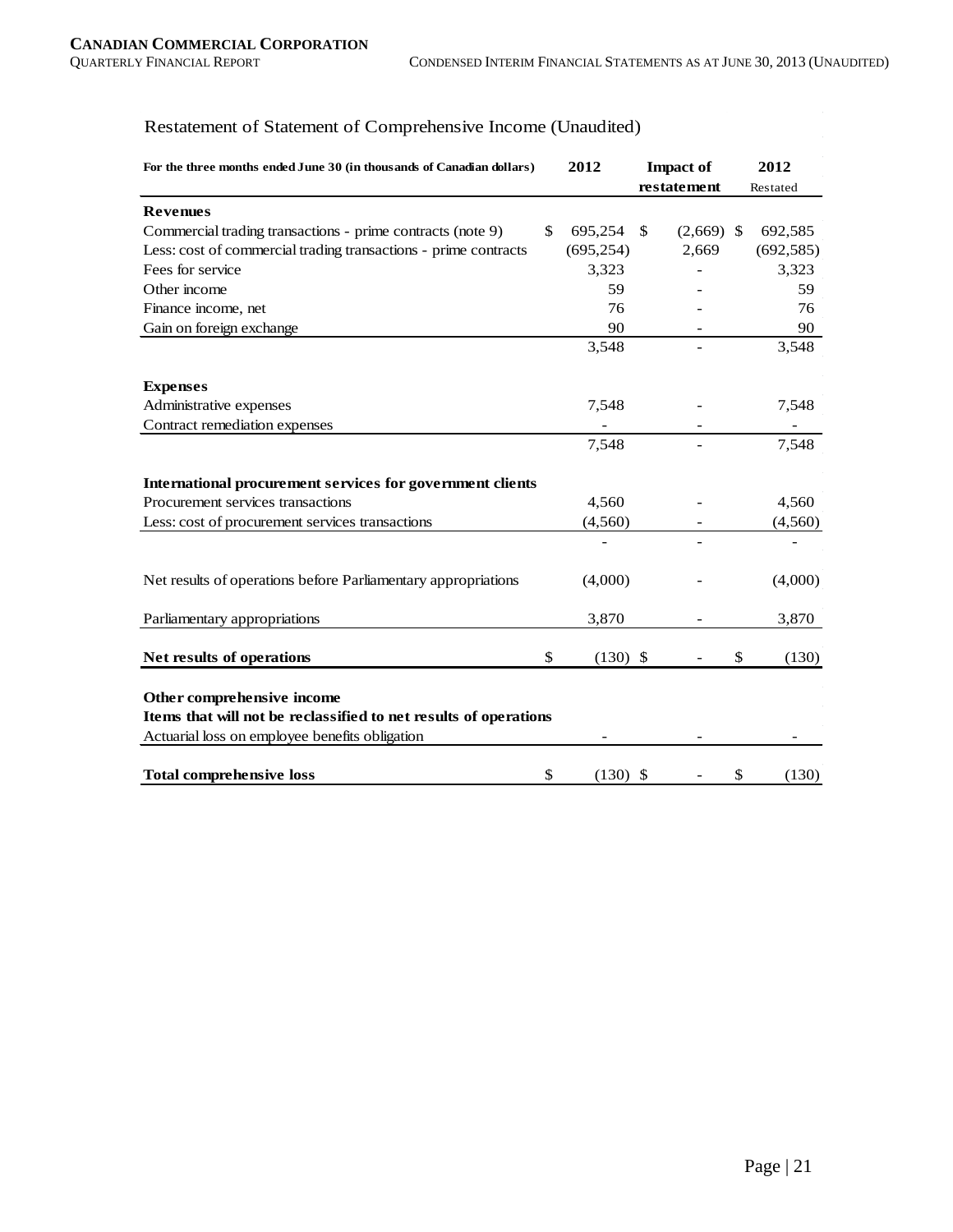## Restatement of Statement of Comprehensive Income (Unaudited)

| For the three months ended June 30 (in thousands of Canadian dollars) | 2012 | Impact of restatement | 2012 Restated |
|---|---|---|---|
| **Revenues** | | | |
| Commercial trading transactions - prime contracts (note 9) | $ 695,254 | $ (2,669) | $ 692,585 |
| Less: cost of commercial trading transactions - prime contracts | (695,254) | 2,669 | (692,585) |
| Fees for service | 3,323 | - | 3,323 |
| Other income | 59 | - | 59 |
| Finance income, net | 76 | - | 76 |
| Gain on foreign exchange | 90 | - | 90 |
| | 3,548 | - | 3,548 |
| **Expenses** | | | |
| Administrative expenses | 7,548 | - | 7,548 |
| Contract remediation expenses | - | - | - |
| | 7,548 | - | 7,548 |
| **International procurement services for government clients** | | | |
| Procurement services transactions | 4,560 | - | 4,560 |
| Less: cost of procurement services transactions | (4,560) | - | (4,560) |
| | - | - | - |
| Net results of operations before Parliamentary appropriations | (4,000) | - | (4,000) |
| Parliamentary appropriations | 3,870 | - | 3,870 |
| **Net results of operations** | $ (130) | $ - | $ (130) |
| **Other comprehensive income** | | | |
| **Items that will not be reclassified to net results of operations** | | | |
| Actuarial loss on employee benefits obligation | - | - | - |
| **Total comprehensive loss** | $ (130) | $ - | $ (130) |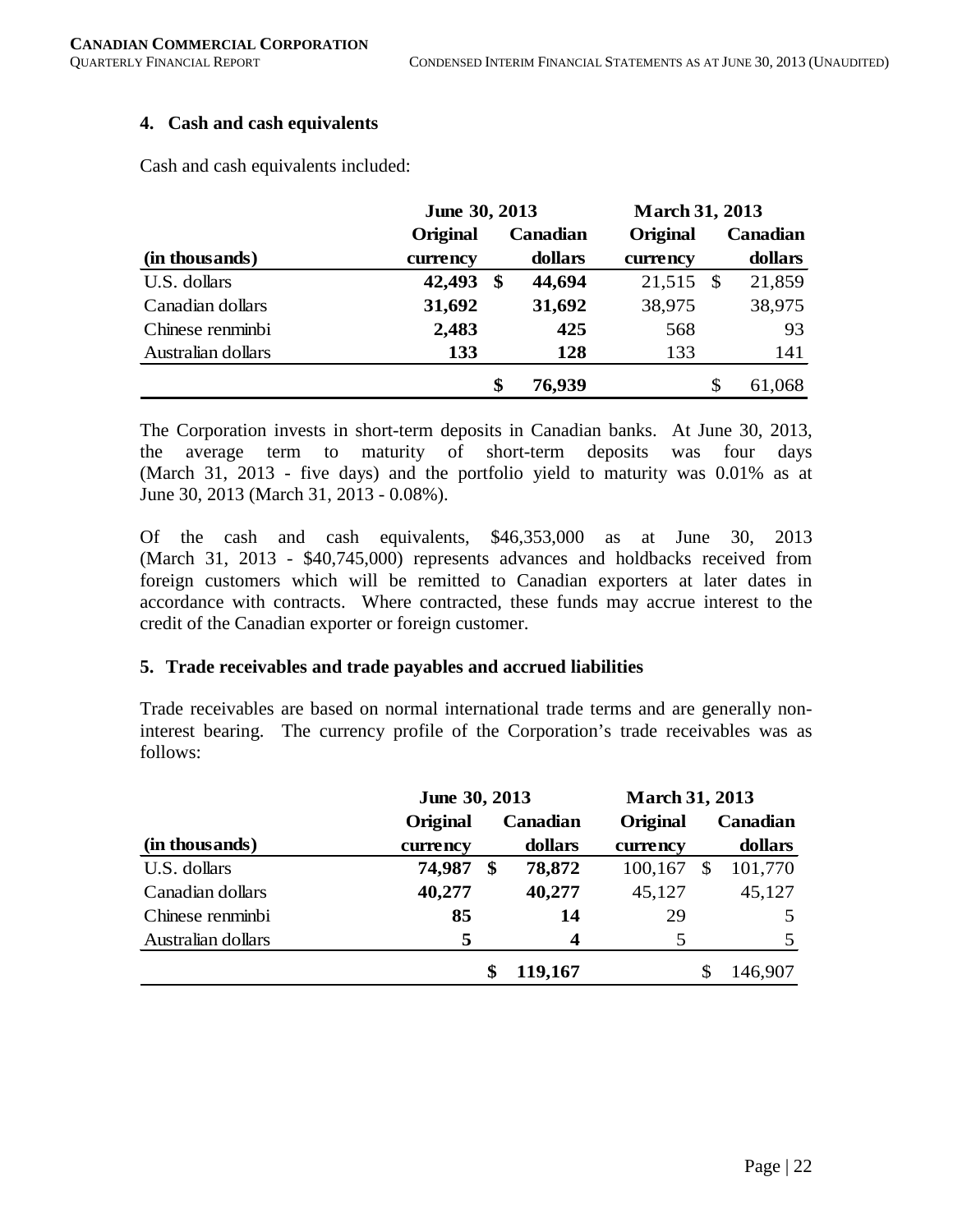## 4. Cash and cash equivalents

Cash and cash equivalents included:

| | June 30, 2013 | | March 31, 2013 | |
|---|---|---|---|---|
| (in thousands) | Original currency | Canadian dollars | Original currency | Canadian dollars |
| U.S. dollars | **42,493** | **$ 44,694** | 21,515 | $ 21,859 |
| Canadian dollars | **31,692** | **31,692** | 38,975 | 38,975 |
| Chinese renminbi | **2,483** | **425** | 568 | 93 |
| Australian dollars | **133** | **128** | 133 | 141 |
| | | **$ 76,939** | | $ 61,068 |

The Corporation invests in short-term deposits in Canadian banks. At June 30, 2013, the average term to maturity of short-term deposits was four days (March 31, 2013 - five days) and the portfolio yield to maturity was 0.01% as at June 30, 2013 (March 31, 2013 - 0.08%).

Of the cash and cash equivalents, $46,353,000 as at June 30, 2013 (March 31, 2013 - $40,745,000) represents advances and holdbacks received from foreign customers which will be remitted to Canadian exporters at later dates in accordance with contracts. Where contracted, these funds may accrue interest to the credit of the Canadian exporter or foreign customer.

## 5. Trade receivables and trade payables and accrued liabilities

Trade receivables are based on normal international trade terms and are generally non-interest bearing. The currency profile of the Corporation's trade receivables was as follows:

| | June 30, 2013 | | March 31, 2013 | |
|---|---|---|---|---|
| (in thousands) | Original currency | Canadian dollars | Original currency | Canadian dollars |
| U.S. dollars | **74,987** | **$ 78,872** | 100,167 | $ 101,770 |
| Canadian dollars | **40,277** | **40,277** | 45,127 | 45,127 |
| Chinese renminbi | **85** | **14** | 29 | 5 |
| Australian dollars | **5** | **4** | 5 | 5 |
| | | **$ 119,167** | | $ 146,907 |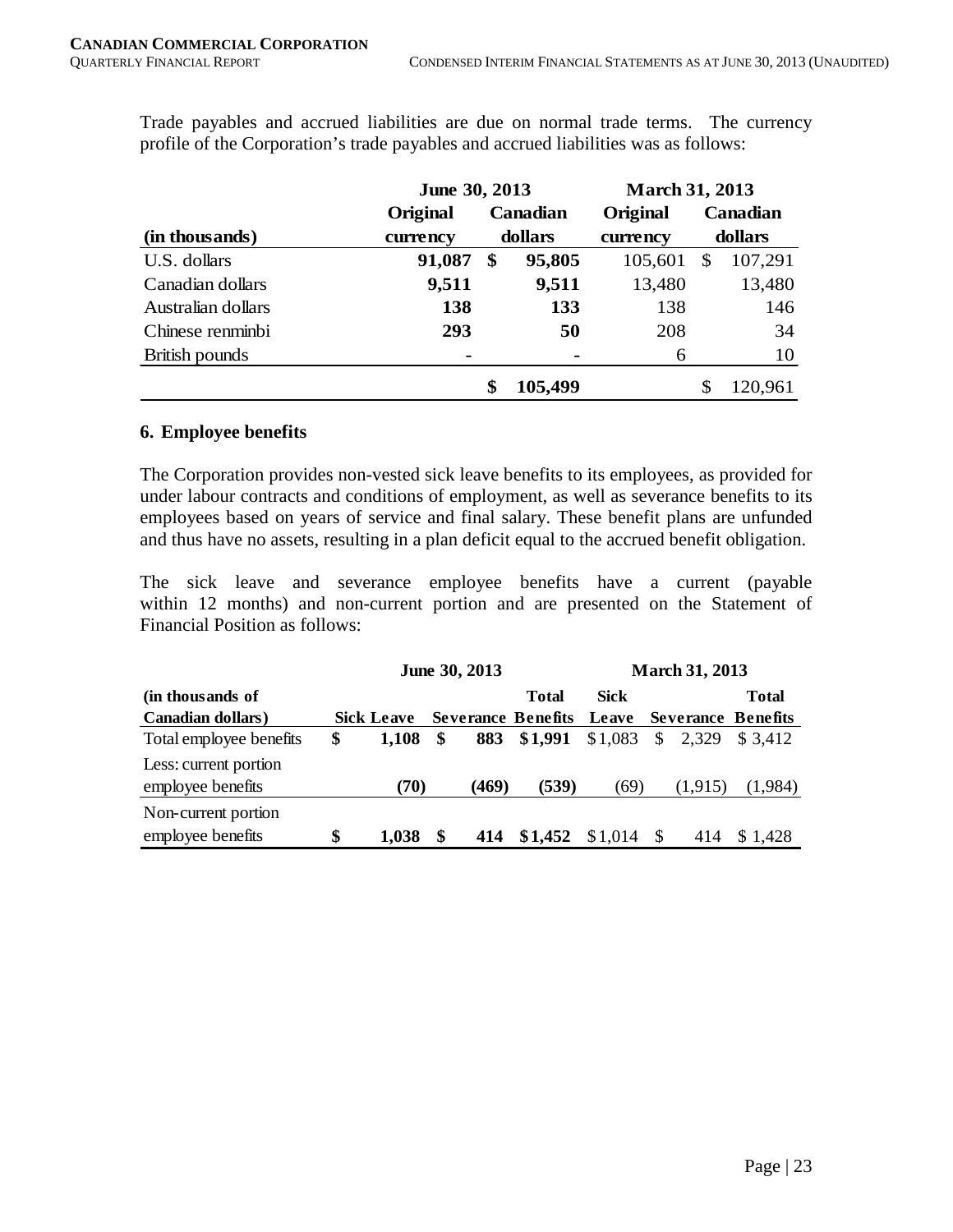Trade payables and accrued liabilities are due on normal trade terms. The currency profile of the Corporation's trade payables and accrued liabilities was as follows:

| (in thousands) | June 30, 2013 Original currency | June 30, 2013 Canadian dollars | March 31, 2013 Original currency | March 31, 2013 Canadian dollars |
|---|---|---|---|---|
| U.S. dollars | **91,087** | **$ 95,805** | 105,601 | $ 107,291 |
| Canadian dollars | **9,511** | **9,511** | 13,480 | 13,480 |
| Australian dollars | **138** | **133** | 138 | 146 |
| Chinese renminbi | **293** | **50** | 208 | 34 |
| British pounds | **-** | **-** | 6 | 10 |
| | | **$ 105,499** | | $ 120,961 |

## 6. Employee benefits

The Corporation provides non-vested sick leave benefits to its employees, as provided for under labour contracts and conditions of employment, as well as severance benefits to its employees based on years of service and final salary. These benefit plans are unfunded and thus have no assets, resulting in a plan deficit equal to the accrued benefit obligation.

The sick leave and severance employee benefits have a current (payable within 12 months) and non-current portion and are presented on the Statement of Financial Position as follows:

| | June 30, 2013 | | | March 31, 2013 | | |
|---|---|---|---|---|---|---|
| (in thousands of Canadian dollars) | Sick Leave | Severance | Total Benefits | Sick Leave | Severance | Total Benefits |
| Total employee benefits | **$ 1,108** | **$ 883** | **$1,991** | $1,083 | $ 2,329 | $ 3,412 |
| Less: current portion employee benefits | **(70)** | **(469)** | **(539)** | (69) | (1,915) | (1,984) |
| Non-current portion employee benefits | **$ 1,038** | **$ 414** | **$1,452** | $1,014 | $ 414 | $ 1,428 |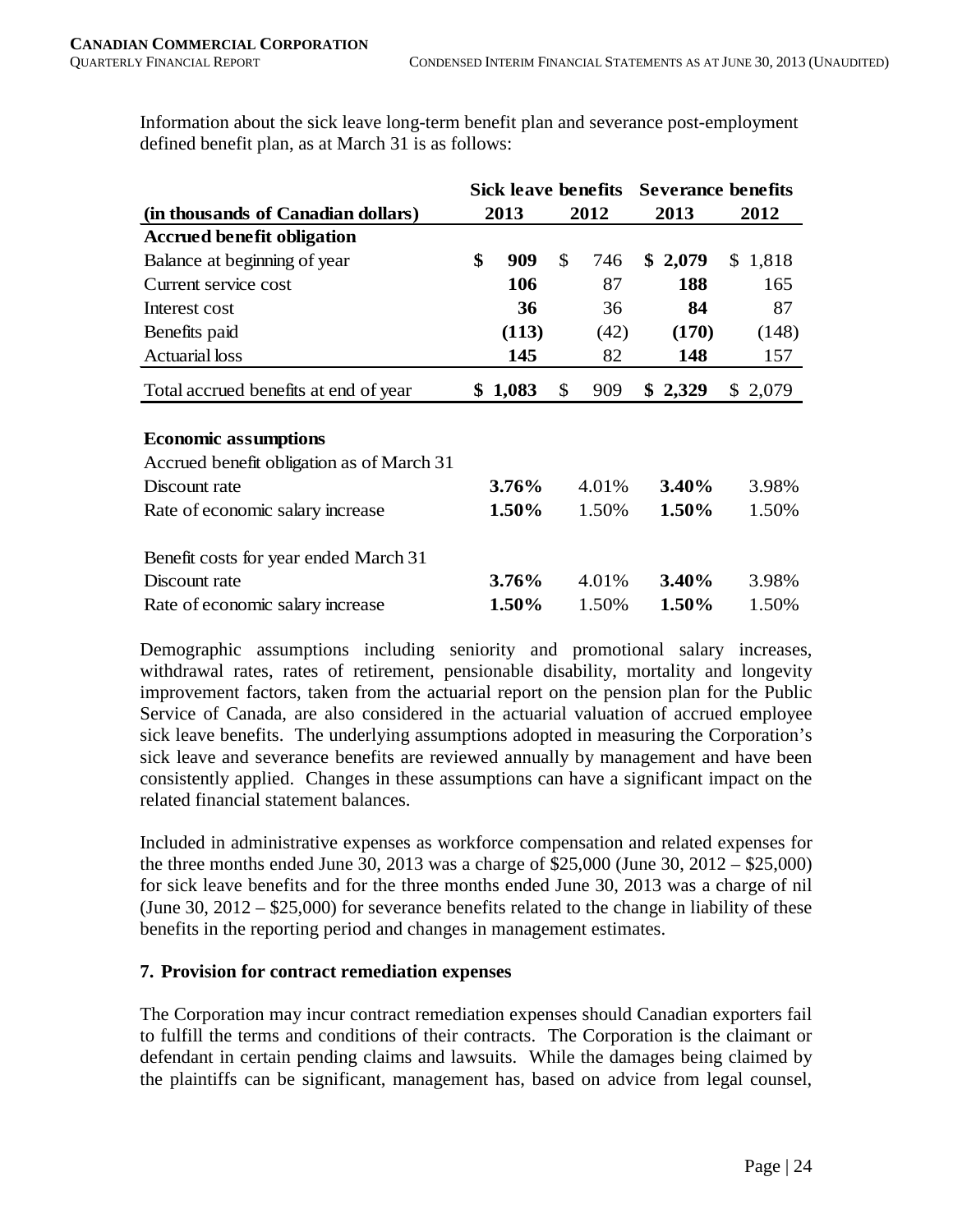Information about the sick leave long-term benefit plan and severance post-employment defined benefit plan, as at March 31 is as follows:

| | Sick leave benefits | | Severance benefits | |
|---|---|---|---|---|
| **(in thousands of Canadian dollars)** | **2013** | **2012** | **2013** | **2012** |
| **Accrued benefit obligation** | | | | |
| Balance at beginning of year | **$ 909** | $ 746 | **$ 2,079** | $ 1,818 |
| Current service cost | **106** | 87 | **188** | 165 |
| Interest cost | **36** | 36 | **84** | 87 |
| Benefits paid | **(113)** | (42) | **(170)** | (148) |
| Actuarial loss | **145** | 82 | **148** | 157 |
| Total accrued benefits at end of year | **$ 1,083** | $ 909 | **$ 2,329** | $ 2,079 |
| | | | | |
| **Economic assumptions** | | | | |
| Accrued benefit obligation as of March 31 | | | | |
| Discount rate | **3.76%** | 4.01% | **3.40%** | 3.98% |
| Rate of economic salary increase | **1.50%** | 1.50% | **1.50%** | 1.50% |
| | | | | |
| Benefit costs for year ended March 31 | | | | |
| Discount rate | **3.76%** | 4.01% | **3.40%** | 3.98% |
| Rate of economic salary increase | **1.50%** | 1.50% | **1.50%** | 1.50% |

Demographic assumptions including seniority and promotional salary increases, withdrawal rates, rates of retirement, pensionable disability, mortality and longevity improvement factors, taken from the actuarial report on the pension plan for the Public Service of Canada, are also considered in the actuarial valuation of accrued employee sick leave benefits. The underlying assumptions adopted in measuring the Corporation's sick leave and severance benefits are reviewed annually by management and have been consistently applied. Changes in these assumptions can have a significant impact on the related financial statement balances.

Included in administrative expenses as workforce compensation and related expenses for the three months ended June 30, 2013 was a charge of $25,000 (June 30, 2012 – $25,000) for sick leave benefits and for the three months ended June 30, 2013 was a charge of nil (June 30, 2012 – $25,000) for severance benefits related to the change in liability of these benefits in the reporting period and changes in management estimates.

## 7. Provision for contract remediation expenses

The Corporation may incur contract remediation expenses should Canadian exporters fail to fulfill the terms and conditions of their contracts. The Corporation is the claimant or defendant in certain pending claims and lawsuits. While the damages being claimed by the plaintiffs can be significant, management has, based on advice from legal counsel,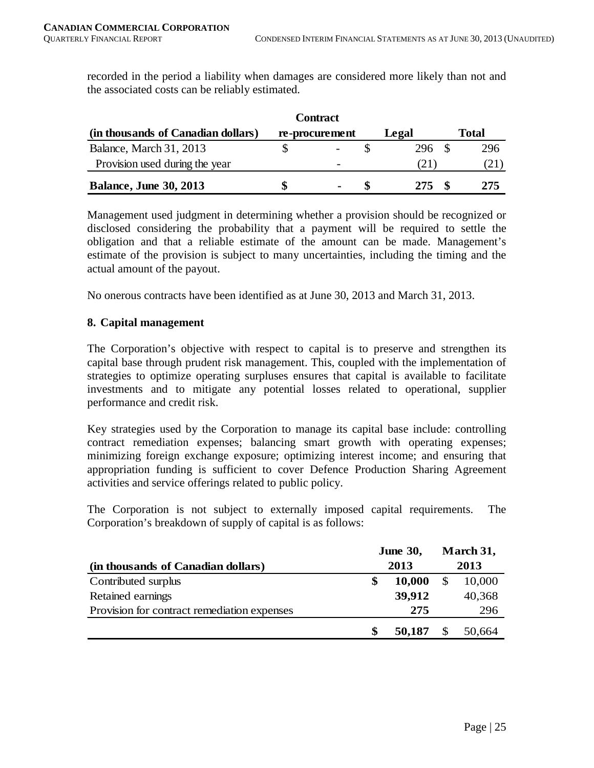recorded in the period a liability when damages are considered more likely than not and the associated costs can be reliably estimated.

| (in thousands of Canadian dollars) | Contract re-procurement | Legal | Total |
|---|---|---|---|
| Balance, March 31, 2013 | $ - | $ 296 | $ 296 |
| Provision used during the year | - | (21) | (21) |
| **Balance, June 30, 2013** | **$ -** | **$ 275** | **$ 275** |

Management used judgment in determining whether a provision should be recognized or disclosed considering the probability that a payment will be required to settle the obligation and that a reliable estimate of the amount can be made. Management's estimate of the provision is subject to many uncertainties, including the timing and the actual amount of the payout.

No onerous contracts have been identified as at June 30, 2013 and March 31, 2013.

## 8. Capital management

The Corporation's objective with respect to capital is to preserve and strengthen its capital base through prudent risk management. This, coupled with the implementation of strategies to optimize operating surpluses ensures that capital is available to facilitate investments and to mitigate any potential losses related to operational, supplier performance and credit risk.

Key strategies used by the Corporation to manage its capital base include: controlling contract remediation expenses; balancing smart growth with operating expenses; minimizing foreign exchange exposure; optimizing interest income; and ensuring that appropriation funding is sufficient to cover Defence Production Sharing Agreement activities and service offerings related to public policy.

The Corporation is not subject to externally imposed capital requirements. The Corporation's breakdown of supply of capital is as follows:

| (in thousands of Canadian dollars) | June 30, 2013 | March 31, 2013 |
|---|---|---|
| Contributed surplus | **$ 10,000** | $ 10,000 |
| Retained earnings | **39,912** | 40,368 |
| Provision for contract remediation expenses | **275** | 296 |
| | **$ 50,187** | $ 50,664 |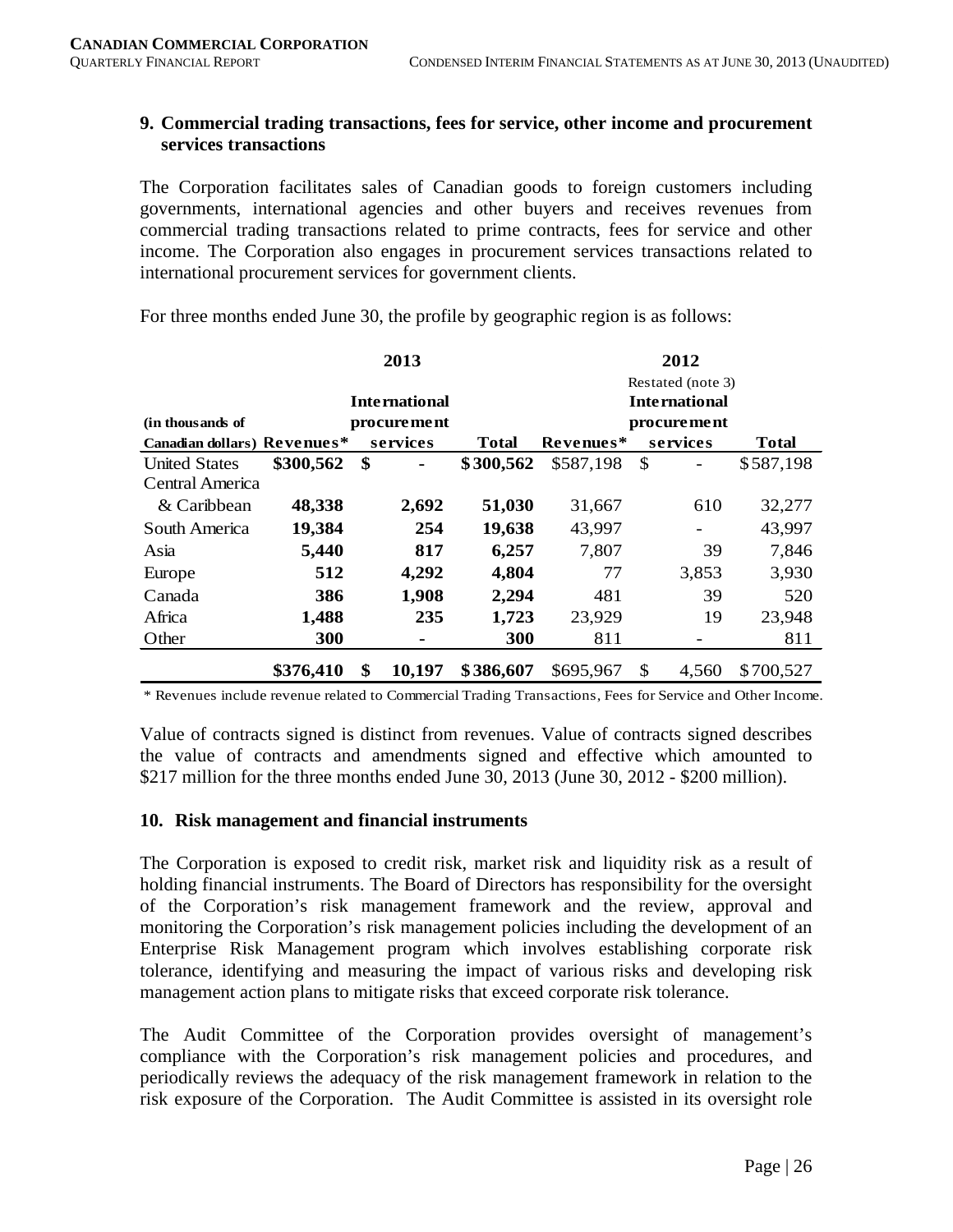## 9. Commercial trading transactions, fees for service, other income and procurement services transactions

The Corporation facilitates sales of Canadian goods to foreign customers including governments, international agencies and other buyers and receives revenues from commercial trading transactions related to prime contracts, fees for service and other income. The Corporation also engages in procurement services transactions related to international procurement services for government clients.

For three months ended June 30, the profile by geographic region is as follows:

| | 2013 | | | 2012 Restated (note 3) | | |
|---|---|---|---|---|---|---|
| (in thousands of Canadian dollars) | Revenues* | International procurement services | Total | Revenues* | International procurement services | Total |
| United States | **$300,562** | **$ -** | **$300,562** | $587,198 | $ - | $587,198 |
| Central America & Caribbean | **48,338** | **2,692** | **51,030** | 31,667 | 610 | 32,277 |
| South America | **19,384** | **254** | **19,638** | 43,997 | - | 43,997 |
| Asia | **5,440** | **817** | **6,257** | 7,807 | 39 | 7,846 |
| Europe | **512** | **4,292** | **4,804** | 77 | 3,853 | 3,930 |
| Canada | **386** | **1,908** | **2,294** | 481 | 39 | 520 |
| Africa | **1,488** | **235** | **1,723** | 23,929 | 19 | 23,948 |
| Other | **300** | **-** | **300** | 811 | - | 811 |
| | **$376,410** | **$ 10,197** | **$386,607** | $695,967 | $ 4,560 | $700,527 |

\* Revenues include revenue related to Commercial Trading Transactions, Fees for Service and Other Income.

Value of contracts signed is distinct from revenues. Value of contracts signed describes the value of contracts and amendments signed and effective which amounted to $217 million for the three months ended June 30, 2013 (June 30, 2012 - $200 million).

## 10. Risk management and financial instruments

The Corporation is exposed to credit risk, market risk and liquidity risk as a result of holding financial instruments. The Board of Directors has responsibility for the oversight of the Corporation's risk management framework and the review, approval and monitoring the Corporation's risk management policies including the development of an Enterprise Risk Management program which involves establishing corporate risk tolerance, identifying and measuring the impact of various risks and developing risk management action plans to mitigate risks that exceed corporate risk tolerance.

The Audit Committee of the Corporation provides oversight of management's compliance with the Corporation's risk management policies and procedures, and periodically reviews the adequacy of the risk management framework in relation to the risk exposure of the Corporation. The Audit Committee is assisted in its oversight role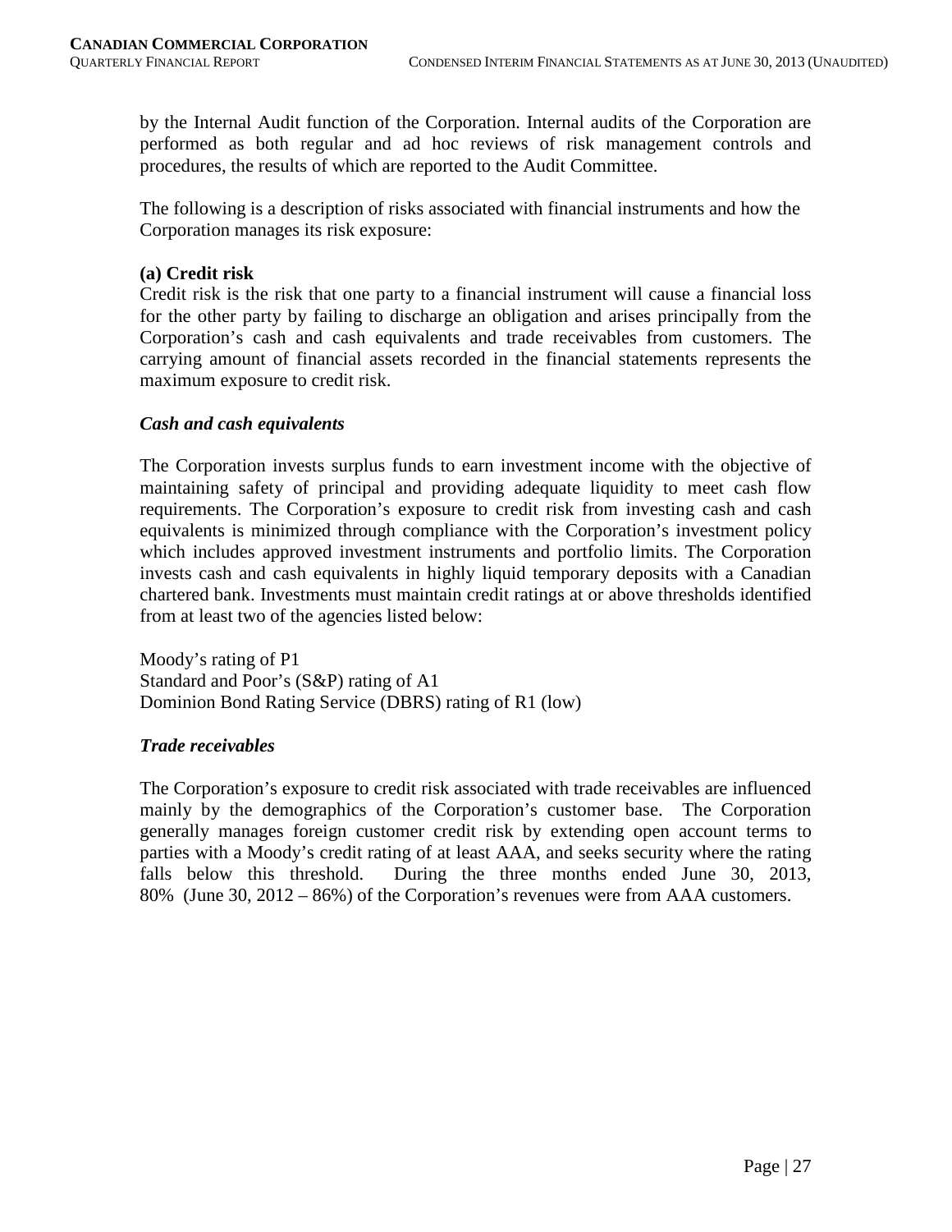by the Internal Audit function of the Corporation. Internal audits of the Corporation are performed as both regular and ad hoc reviews of risk management controls and procedures, the results of which are reported to the Audit Committee.

The following is a description of risks associated with financial instruments and how the Corporation manages its risk exposure:

**(a) Credit risk**

Credit risk is the risk that one party to a financial instrument will cause a financial loss for the other party by failing to discharge an obligation and arises principally from the Corporation's cash and cash equivalents and trade receivables from customers. The carrying amount of financial assets recorded in the financial statements represents the maximum exposure to credit risk.

***Cash and cash equivalents***

The Corporation invests surplus funds to earn investment income with the objective of maintaining safety of principal and providing adequate liquidity to meet cash flow requirements. The Corporation's exposure to credit risk from investing cash and cash equivalents is minimized through compliance with the Corporation's investment policy which includes approved investment instruments and portfolio limits. The Corporation invests cash and cash equivalents in highly liquid temporary deposits with a Canadian chartered bank. Investments must maintain credit ratings at or above thresholds identified from at least two of the agencies listed below:

Moody's rating of P1
Standard and Poor's (S&P) rating of A1
Dominion Bond Rating Service (DBRS) rating of R1 (low)

***Trade receivables***

The Corporation's exposure to credit risk associated with trade receivables are influenced mainly by the demographics of the Corporation's customer base. The Corporation generally manages foreign customer credit risk by extending open account terms to parties with a Moody's credit rating of at least AAA, and seeks security where the rating falls below this threshold. During the three months ended June 30, 2013, 80% (June 30, 2012 – 86%) of the Corporation's revenues were from AAA customers.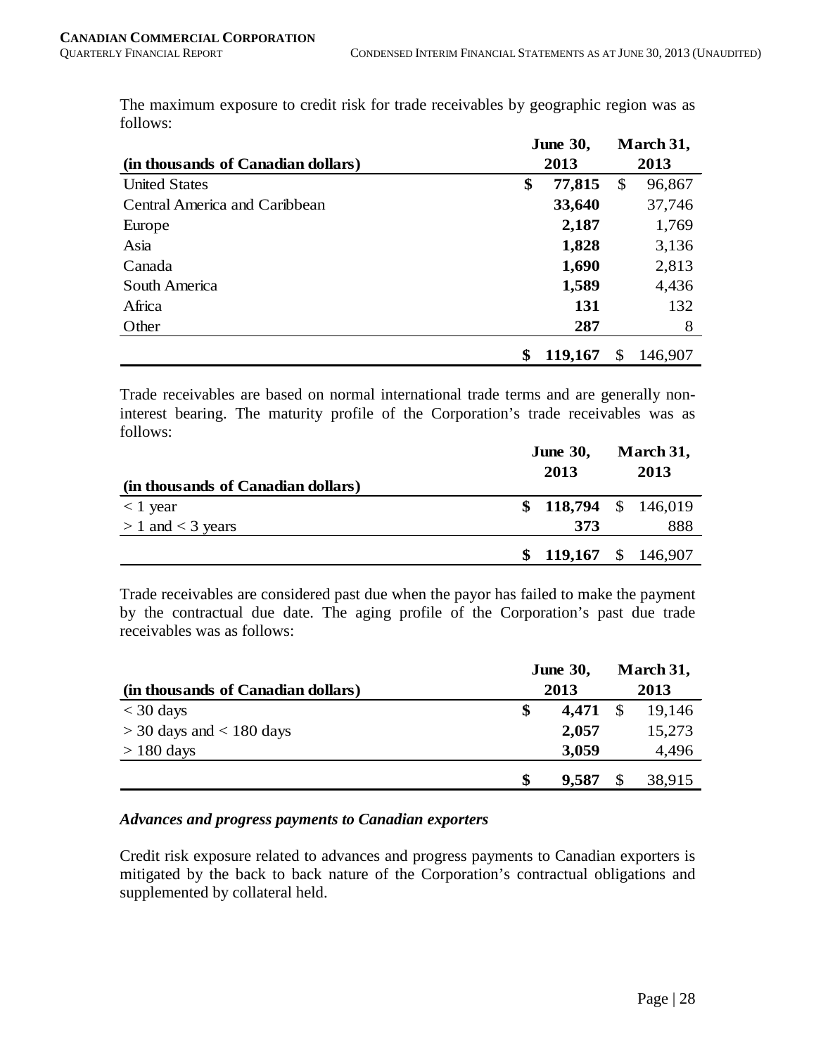The maximum exposure to credit risk for trade receivables by geographic region was as follows:

| (in thousands of Canadian dollars) | June 30, 2013 | March 31, 2013 |
|---|---|---|
| United States | **$ 77,815** | $ 96,867 |
| Central America and Caribbean | **33,640** | 37,746 |
| Europe | **2,187** | 1,769 |
| Asia | **1,828** | 3,136 |
| Canada | **1,690** | 2,813 |
| South America | **1,589** | 4,436 |
| Africa | **131** | 132 |
| Other | **287** | 8 |
| | **$ 119,167** | $ 146,907 |

Trade receivables are based on normal international trade terms and are generally non-interest bearing. The maturity profile of the Corporation's trade receivables was as follows:

| (in thousands of Canadian dollars) | June 30, 2013 | March 31, 2013 |
|---|---|---|
| < 1 year | **$ 118,794** | $ 146,019 |
| > 1 and < 3 years | **373** | 888 |
| | **$ 119,167** | $ 146,907 |

Trade receivables are considered past due when the payor has failed to make the payment by the contractual due date. The aging profile of the Corporation's past due trade receivables was as follows:

| (in thousands of Canadian dollars) | June 30, 2013 | March 31, 2013 |
|---|---|---|
| < 30 days | **$ 4,471** | $ 19,146 |
| > 30 days and < 180 days | **2,057** | 15,273 |
| > 180 days | **3,059** | 4,496 |
| | **$ 9,587** | $ 38,915 |

***Advances and progress payments to Canadian exporters***

Credit risk exposure related to advances and progress payments to Canadian exporters is mitigated by the back to back nature of the Corporation's contractual obligations and supplemented by collateral held.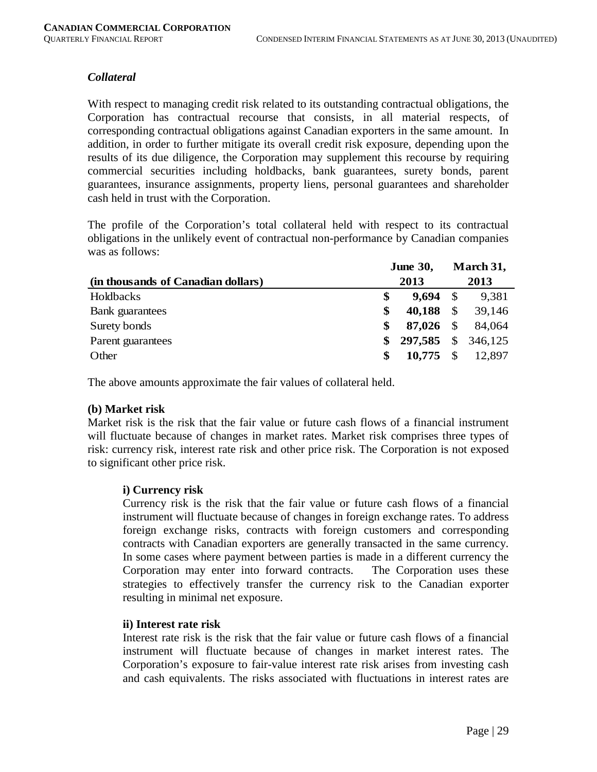### *Collateral*

With respect to managing credit risk related to its outstanding contractual obligations, the Corporation has contractual recourse that consists, in all material respects, of corresponding contractual obligations against Canadian exporters in the same amount. In addition, in order to further mitigate its overall credit risk exposure, depending upon the results of its due diligence, the Corporation may supplement this recourse by requiring commercial securities including holdbacks, bank guarantees, surety bonds, parent guarantees, insurance assignments, property liens, personal guarantees and shareholder cash held in trust with the Corporation.

The profile of the Corporation's total collateral held with respect to its contractual obligations in the unlikely event of contractual non-performance by Canadian companies was as follows:

| (in thousands of Canadian dollars) | June 30, 2013 | March 31, 2013 |
|---|---|---|
| Holdbacks | **$ 9,694** | $ 9,381 |
| Bank guarantees | **$ 40,188** | $ 39,146 |
| Surety bonds | **$ 87,026** | $ 84,064 |
| Parent guarantees | **$ 297,585** | $ 346,125 |
| Other | **$ 10,775** | $ 12,897 |

The above amounts approximate the fair values of collateral held.

**(b) Market risk**

Market risk is the risk that the fair value or future cash flows of a financial instrument will fluctuate because of changes in market rates. Market risk comprises three types of risk: currency risk, interest rate risk and other price risk. The Corporation is not exposed to significant other price risk.

**i) Currency risk**

Currency risk is the risk that the fair value or future cash flows of a financial instrument will fluctuate because of changes in foreign exchange rates. To address foreign exchange risks, contracts with foreign customers and corresponding contracts with Canadian exporters are generally transacted in the same currency. In some cases where payment between parties is made in a different currency the Corporation may enter into forward contracts. The Corporation uses these strategies to effectively transfer the currency risk to the Canadian exporter resulting in minimal net exposure.

**ii) Interest rate risk**

Interest rate risk is the risk that the fair value or future cash flows of a financial instrument will fluctuate because of changes in market interest rates. The Corporation's exposure to fair-value interest rate risk arises from investing cash and cash equivalents. The risks associated with fluctuations in interest rates are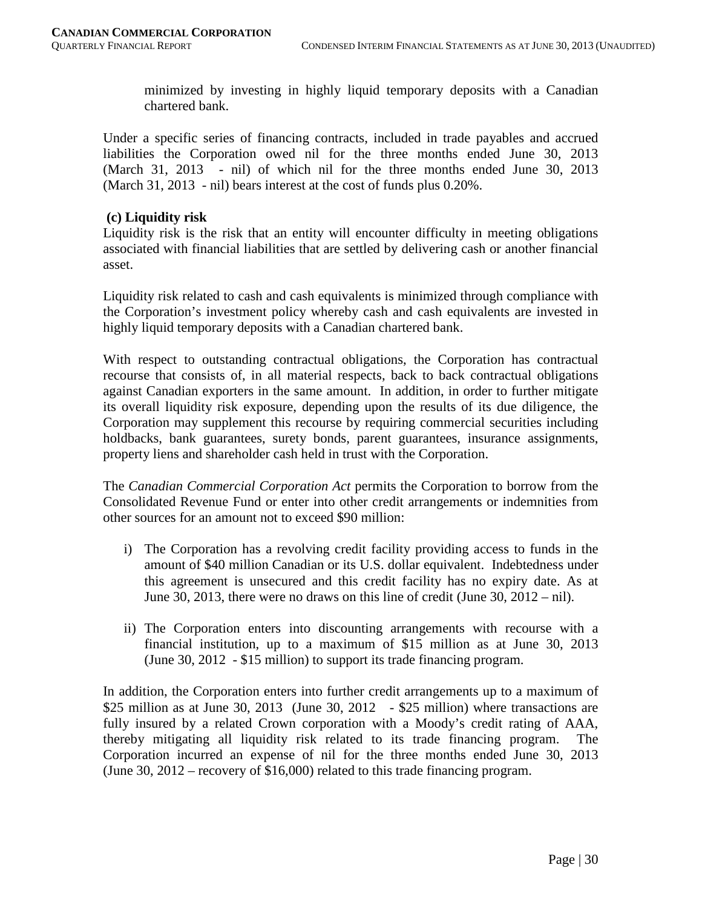minimized by investing in highly liquid temporary deposits with a Canadian chartered bank.

Under a specific series of financing contracts, included in trade payables and accrued liabilities the Corporation owed nil for the three months ended June 30, 2013 (March 31, 2013 - nil) of which nil for the three months ended June 30, 2013 (March 31, 2013 - nil) bears interest at the cost of funds plus 0.20%.

**(c) Liquidity risk**

Liquidity risk is the risk that an entity will encounter difficulty in meeting obligations associated with financial liabilities that are settled by delivering cash or another financial asset.

Liquidity risk related to cash and cash equivalents is minimized through compliance with the Corporation's investment policy whereby cash and cash equivalents are invested in highly liquid temporary deposits with a Canadian chartered bank.

With respect to outstanding contractual obligations, the Corporation has contractual recourse that consists of, in all material respects, back to back contractual obligations against Canadian exporters in the same amount. In addition, in order to further mitigate its overall liquidity risk exposure, depending upon the results of its due diligence, the Corporation may supplement this recourse by requiring commercial securities including holdbacks, bank guarantees, surety bonds, parent guarantees, insurance assignments, property liens and shareholder cash held in trust with the Corporation.

The *Canadian Commercial Corporation Act* permits the Corporation to borrow from the Consolidated Revenue Fund or enter into other credit arrangements or indemnities from other sources for an amount not to exceed $90 million:

i) The Corporation has a revolving credit facility providing access to funds in the amount of $40 million Canadian or its U.S. dollar equivalent. Indebtedness under this agreement is unsecured and this credit facility has no expiry date. As at June 30, 2013, there were no draws on this line of credit (June 30, 2012 – nil).

ii) The Corporation enters into discounting arrangements with recourse with a financial institution, up to a maximum of $15 million as at June 30, 2013 (June 30, 2012 - $15 million) to support its trade financing program.

In addition, the Corporation enters into further credit arrangements up to a maximum of $25 million as at June 30, 2013 (June 30, 2012 - $25 million) where transactions are fully insured by a related Crown corporation with a Moody's credit rating of AAA, thereby mitigating all liquidity risk related to its trade financing program. The Corporation incurred an expense of nil for the three months ended June 30, 2013 (June 30, 2012 – recovery of $16,000) related to this trade financing program.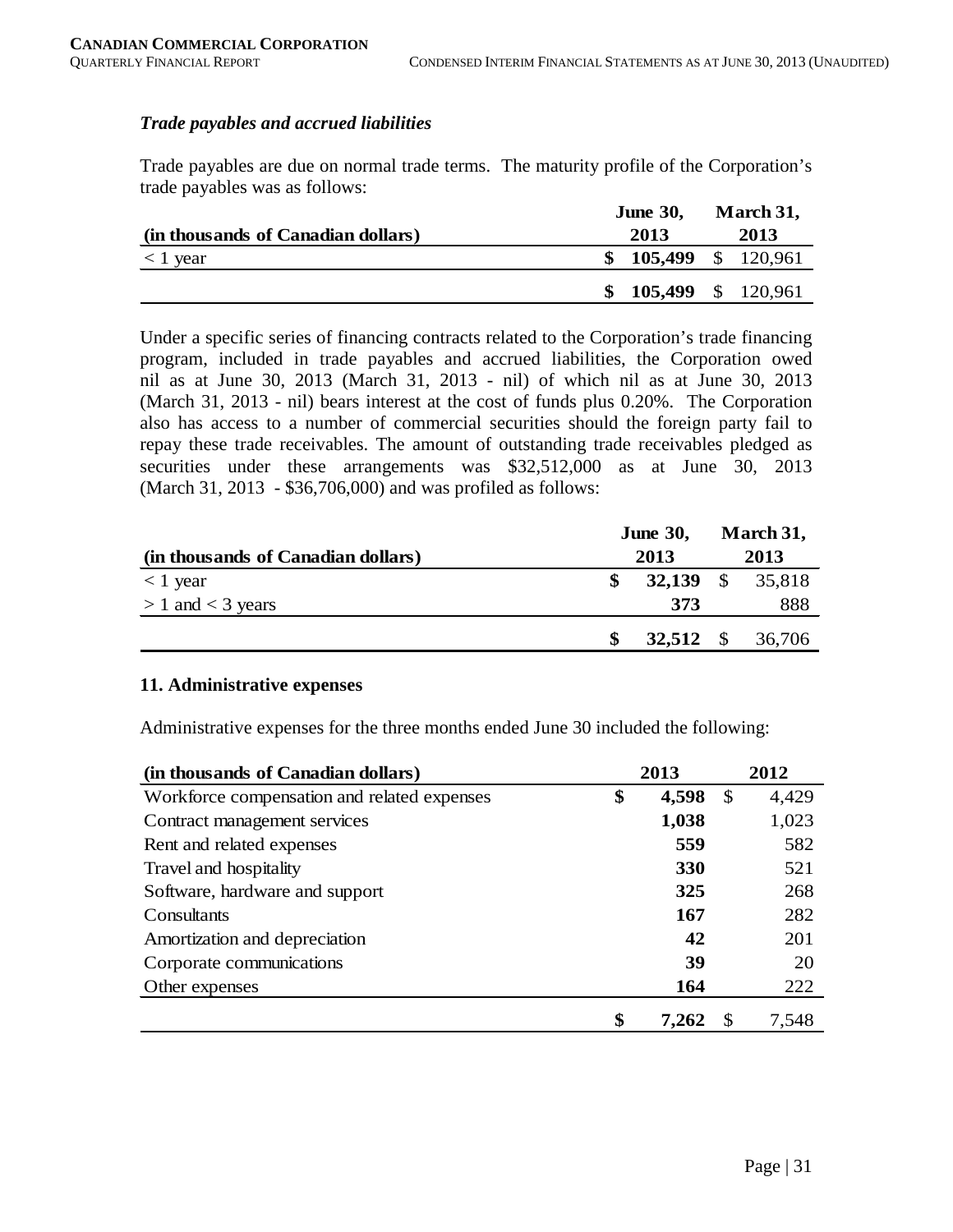*Trade payables and accrued liabilities*

Trade payables are due on normal trade terms. The maturity profile of the Corporation's trade payables was as follows:

| (in thousands of Canadian dollars) | June 30, 2013 | March 31, 2013 |
|---|---|---|
| < 1 year | **$ 105,499** | $ 120,961 |
| | **$ 105,499** | $ 120,961 |

Under a specific series of financing contracts related to the Corporation's trade financing program, included in trade payables and accrued liabilities, the Corporation owed nil as at June 30, 2013 (March 31, 2013 - nil) of which nil as at June 30, 2013 (March 31, 2013 - nil) bears interest at the cost of funds plus 0.20%. The Corporation also has access to a number of commercial securities should the foreign party fail to repay these trade receivables. The amount of outstanding trade receivables pledged as securities under these arrangements was $32,512,000 as at June 30, 2013 (March 31, 2013 - $36,706,000) and was profiled as follows:

| (in thousands of Canadian dollars) | June 30, 2013 | March 31, 2013 |
|---|---|---|
| < 1 year | **$ 32,139** | $ 35,818 |
| > 1 and < 3 years | **373** | 888 |
| | **$ 32,512** | $ 36,706 |

### 11. Administrative expenses

Administrative expenses for the three months ended June 30 included the following:

| (in thousands of Canadian dollars) | 2013 | 2012 |
|---|---|---|
| Workforce compensation and related expenses | **$ 4,598** | $ 4,429 |
| Contract management services | **1,038** | 1,023 |
| Rent and related expenses | **559** | 582 |
| Travel and hospitality | **330** | 521 |
| Software, hardware and support | **325** | 268 |
| Consultants | **167** | 282 |
| Amortization and depreciation | **42** | 201 |
| Corporate communications | **39** | 20 |
| Other expenses | **164** | 222 |
| | **$ 7,262** | $ 7,548 |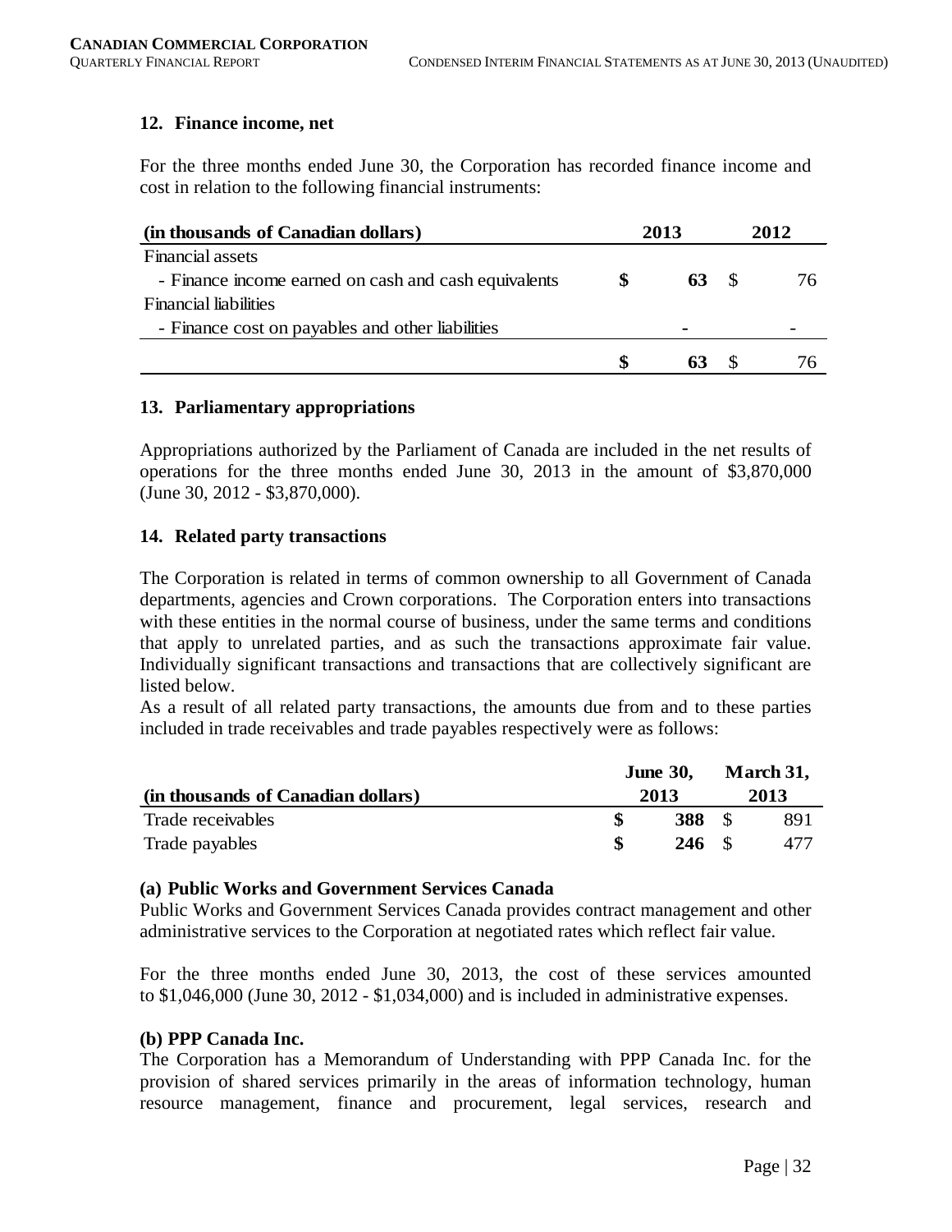## 12. Finance income, net

For the three months ended June 30, the Corporation has recorded finance income and cost in relation to the following financial instruments:

| (in thousands of Canadian dollars) | 2013 | 2012 |
|---|---|---|
| Financial assets | | |
| - Finance income earned on cash and cash equivalents | **$ 63** | $ 76 |
| Financial liabilities | | |
| - Finance cost on payables and other liabilities | **-** | - |
| | **$ 63** | $ 76 |

## 13. Parliamentary appropriations

Appropriations authorized by the Parliament of Canada are included in the net results of operations for the three months ended June 30, 2013 in the amount of $3,870,000 (June 30, 2012 - $3,870,000).

## 14. Related party transactions

The Corporation is related in terms of common ownership to all Government of Canada departments, agencies and Crown corporations. The Corporation enters into transactions with these entities in the normal course of business, under the same terms and conditions that apply to unrelated parties, and as such the transactions approximate fair value. Individually significant transactions and transactions that are collectively significant are listed below.

As a result of all related party transactions, the amounts due from and to these parties included in trade receivables and trade payables respectively were as follows:

| (in thousands of Canadian dollars) | June 30, 2013 | March 31, 2013 |
|---|---|---|
| Trade receivables | **$ 388** | $ 891 |
| Trade payables | **$ 246** | $ 477 |

**(a) Public Works and Government Services Canada**

Public Works and Government Services Canada provides contract management and other administrative services to the Corporation at negotiated rates which reflect fair value.

For the three months ended June 30, 2013, the cost of these services amounted to $1,046,000 (June 30, 2012 - $1,034,000) and is included in administrative expenses.

**(b) PPP Canada Inc.**

The Corporation has a Memorandum of Understanding with PPP Canada Inc. for the provision of shared services primarily in the areas of information technology, human resource management, finance and procurement, legal services, research and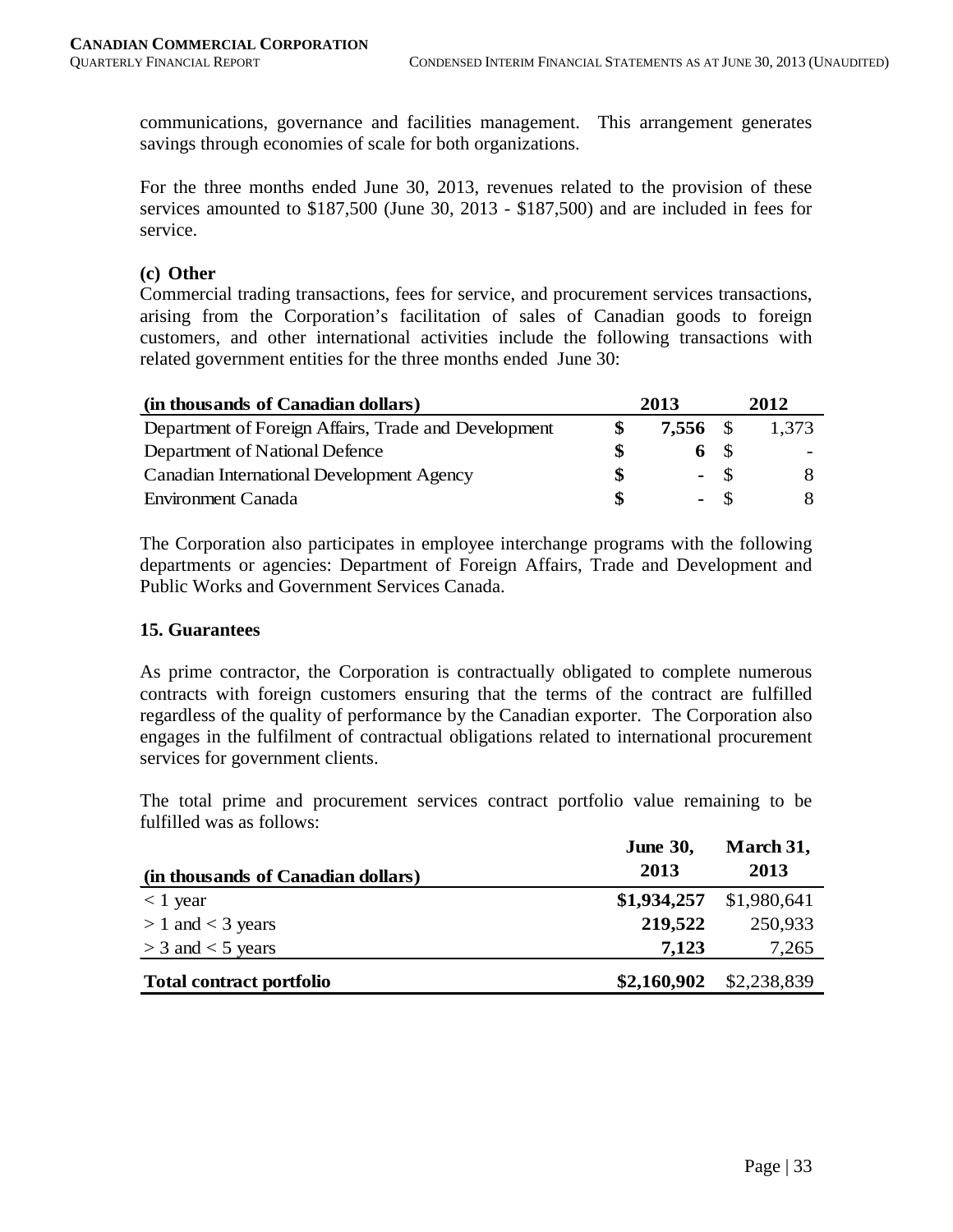communications, governance and facilities management. This arrangement generates savings through economies of scale for both organizations.

For the three months ended June 30, 2013, revenues related to the provision of these services amounted to $187,500 (June 30, 2013 - $187,500) and are included in fees for service.

**(c) Other**

Commercial trading transactions, fees for service, and procurement services transactions, arising from the Corporation's facilitation of sales of Canadian goods to foreign customers, and other international activities include the following transactions with related government entities for the three months ended June 30:

| (in thousands of Canadian dollars) | 2013 | 2012 |
|---|---|---|
| Department of Foreign Affairs, Trade and Development | $ 7,556 | $ 1,373 |
| Department of National Defence | $ 6 | $ - |
| Canadian International Development Agency | $ - | $ 8 |
| Environment Canada | $ - | $ 8 |

The Corporation also participates in employee interchange programs with the following departments or agencies: Department of Foreign Affairs, Trade and Development and Public Works and Government Services Canada.

## 15. Guarantees

As prime contractor, the Corporation is contractually obligated to complete numerous contracts with foreign customers ensuring that the terms of the contract are fulfilled regardless of the quality of performance by the Canadian exporter. The Corporation also engages in the fulfilment of contractual obligations related to international procurement services for government clients.

The total prime and procurement services contract portfolio value remaining to be fulfilled was as follows:

| (in thousands of Canadian dollars) | June 30, 2013 | March 31, 2013 |
|---|---|---|
| < 1 year | $1,934,257 | $1,980,641 |
| > 1 and < 3 years | 219,522 | 250,933 |
| > 3 and < 5 years | 7,123 | 7,265 |
| **Total contract portfolio** | **$2,160,902** | $2,238,839 |